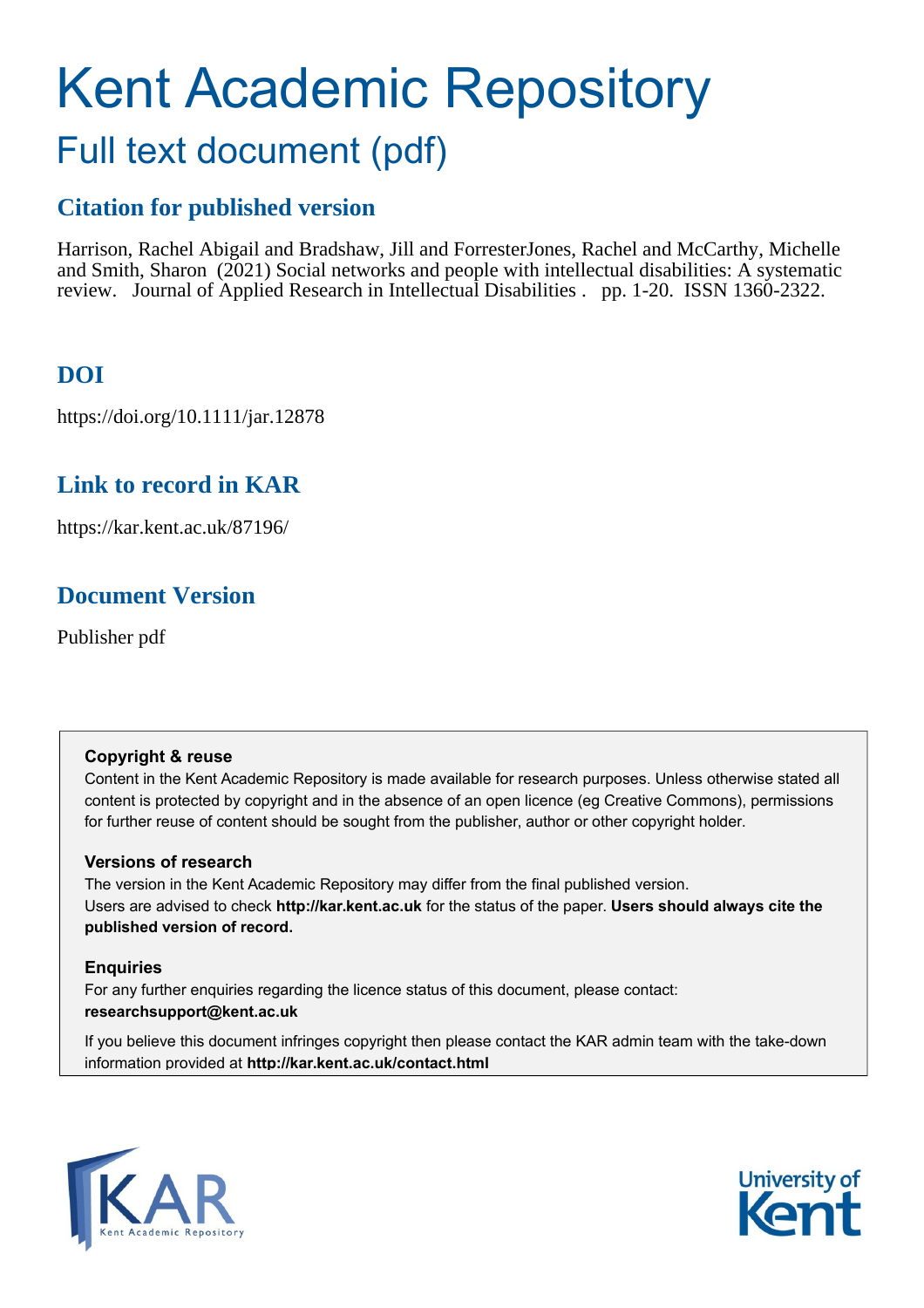# Kent Academic Repository

## Full text document (pdf)

### Citation for published version

Harrison, Rachel Abigail and Bradshaw, Jill and ForresterJones, Rachel and McCarthy, Michelle and Smith, Sharon (2021) Social networks and people with intellectual disabilities: A systematic review. Journal of Applied Research in Intellectual Disabilities . pp. 1-20. ISSN 1360-2322.

### DOI

https://doi.org/10.1111/jar.12878

### Link to record in KAR

https://kar.kent.ac.uk/87196/

### Document Version

Publisher pdf

**Copyright & reuse**

Content in the Kent Academic Repository is made available for research purposes. Unless otherwise stated all content is protected by copyright and in the absence of an open licence (eg Creative Commons), permissions for further reuse of content should be sought from the publisher, author or other copyright holder.

**Versions of research**

The version in the Kent Academic Repository may differ from the final published version.
Users are advised to check **http://kar.kent.ac.uk** for the status of the paper. **Users should always cite the published version of record.**

**Enquiries**

For any further enquiries regarding the licence status of this document, please contact:
**researchsupport@kent.ac.uk**

If you believe this document infringes copyright then please contact the KAR admin team with the take-down information provided at **http://kar.kent.ac.uk/contact.html**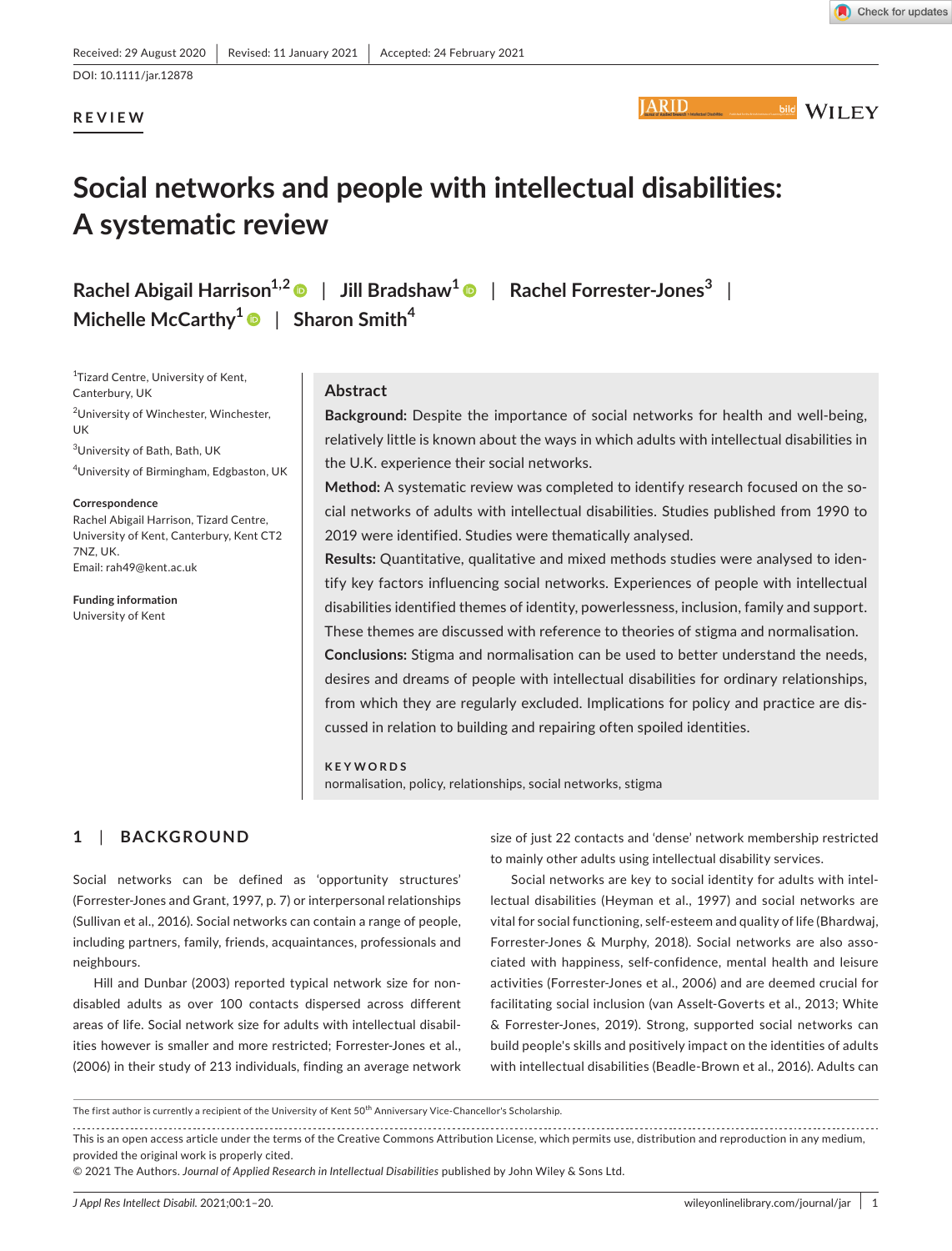Received: 29 August 2020 | Revised: 11 January 2021 | Accepted: 24 February 2021

DOI: 10.1111/jar.12878

**REVIEW**

# Social networks and people with intellectual disabilities: A systematic review

**Rachel Abigail Harrison**[1,2] | **Jill Bradshaw**[1] | **Rachel Forrester-Jones**[3] | **Michelle McCarthy**[1] | **Sharon Smith**[4]

[1]Tizard Centre, University of Kent, Canterbury, UK

[2]University of Winchester, Winchester, UK

[3]University of Bath, Bath, UK

[4]University of Birmingham, Edgbaston, UK

**Correspondence**
Rachel Abigail Harrison, Tizard Centre, University of Kent, Canterbury, Kent CT2 7NZ, UK.
Email: rah49@kent.ac.uk

**Funding information**
University of Kent

## Abstract

**Background:** Despite the importance of social networks for health and well-being, relatively little is known about the ways in which adults with intellectual disabilities in the U.K. experience their social networks.

**Method:** A systematic review was completed to identify research focused on the social networks of adults with intellectual disabilities. Studies published from 1990 to 2019 were identified. Studies were thematically analysed.

**Results:** Quantitative, qualitative and mixed methods studies were analysed to identify key factors influencing social networks. Experiences of people with intellectual disabilities identified themes of identity, powerlessness, inclusion, family and support. These themes are discussed with reference to theories of stigma and normalisation.

**Conclusions:** Stigma and normalisation can be used to better understand the needs, desires and dreams of people with intellectual disabilities for ordinary relationships, from which they are regularly excluded. Implications for policy and practice are discussed in relation to building and repairing often spoiled identities.

**KEYWORDS**
normalisation, policy, relationships, social networks, stigma

## 1 | BACKGROUND

Social networks can be defined as 'opportunity structures' (Forrester-Jones and Grant, 1997, p. 7) or interpersonal relationships (Sullivan et al., 2016). Social networks can contain a range of people, including partners, family, friends, acquaintances, professionals and neighbours.

Hill and Dunbar (2003) reported typical network size for non-disabled adults as over 100 contacts dispersed across different areas of life. Social network size for adults with intellectual disabilities however is smaller and more restricted; Forrester-Jones et al., (2006) in their study of 213 individuals, finding an average network size of just 22 contacts and 'dense' network membership restricted to mainly other adults using intellectual disability services.

Social networks are key to social identity for adults with intellectual disabilities (Heyman et al., 1997) and social networks are vital for social functioning, self-esteem and quality of life (Bhardwaj, Forrester-Jones & Murphy, 2018). Social networks are also associated with happiness, self-confidence, mental health and leisure activities (Forrester-Jones et al., 2006) and are deemed crucial for facilitating social inclusion (van Asselt-Goverts et al., 2013; White & Forrester-Jones, 2019). Strong, supported social networks can build people's skills and positively impact on the identities of adults with intellectual disabilities (Beadle-Brown et al., 2016). Adults can

The first author is currently a recipient of the University of Kent 50th Anniversary Vice-Chancellor's Scholarship.

This is an open access article under the terms of the Creative Commons Attribution License, which permits use, distribution and reproduction in any medium, provided the original work is properly cited.
© 2021 The Authors. *Journal of Applied Research in Intellectual Disabilities* published by John Wiley & Sons Ltd.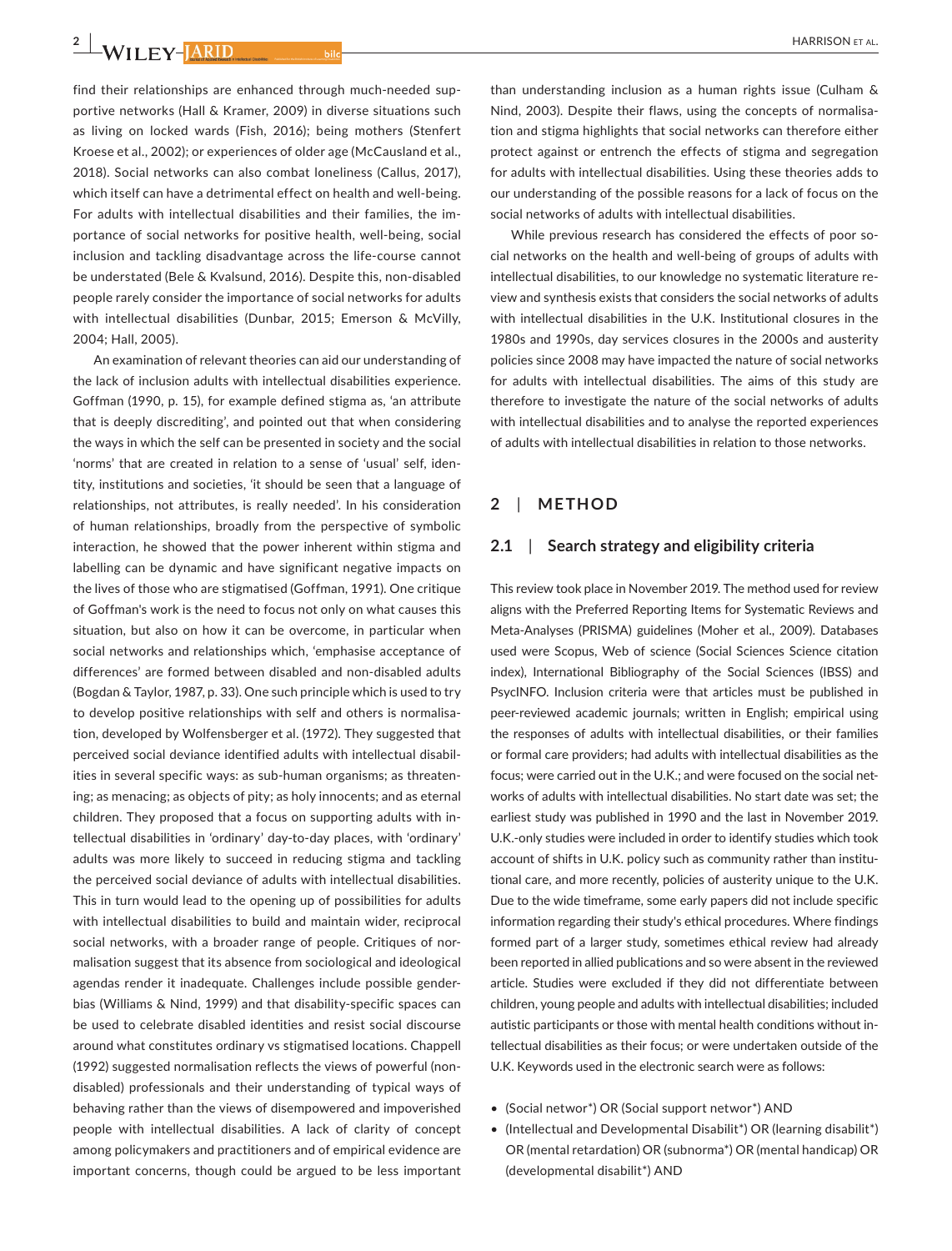find their relationships are enhanced through much-needed supportive networks (Hall & Kramer, 2009) in diverse situations such as living on locked wards (Fish, 2016); being mothers (Stenfert Kroese et al., 2002); or experiences of older age (McCausland et al., 2018). Social networks can also combat loneliness (Callus, 2017), which itself can have a detrimental effect on health and well-being. For adults with intellectual disabilities and their families, the importance of social networks for positive health, well-being, social inclusion and tackling disadvantage across the life-course cannot be understated (Bele & Kvalsund, 2016). Despite this, non-disabled people rarely consider the importance of social networks for adults with intellectual disabilities (Dunbar, 2015; Emerson & McVilly, 2004; Hall, 2005).

An examination of relevant theories can aid our understanding of the lack of inclusion adults with intellectual disabilities experience. Goffman (1990, p. 15), for example defined stigma as, 'an attribute that is deeply discrediting', and pointed out that when considering the ways in which the self can be presented in society and the social 'norms' that are created in relation to a sense of 'usual' self, identity, institutions and societies, 'it should be seen that a language of relationships, not attributes, is really needed'. In his consideration of human relationships, broadly from the perspective of symbolic interaction, he showed that the power inherent within stigma and labelling can be dynamic and have significant negative impacts on the lives of those who are stigmatised (Goffman, 1991). One critique of Goffman's work is the need to focus not only on what causes this situation, but also on how it can be overcome, in particular when social networks and relationships which, 'emphasise acceptance of differences' are formed between disabled and non-disabled adults (Bogdan & Taylor, 1987, p. 33). One such principle which is used to try to develop positive relationships with self and others is normalisation, developed by Wolfensberger et al. (1972). They suggested that perceived social deviance identified adults with intellectual disabilities in several specific ways: as sub-human organisms; as threatening; as menacing; as objects of pity; as holy innocents; and as eternal children. They proposed that a focus on supporting adults with intellectual disabilities in 'ordinary' day-to-day places, with 'ordinary' adults was more likely to succeed in reducing stigma and tackling the perceived social deviance of adults with intellectual disabilities. This in turn would lead to the opening up of possibilities for adults with intellectual disabilities to build and maintain wider, reciprocal social networks, with a broader range of people. Critiques of normalisation suggest that its absence from sociological and ideological agendas render it inadequate. Challenges include possible gender-bias (Williams & Nind, 1999) and that disability-specific spaces can be used to celebrate disabled identities and resist social discourse around what constitutes ordinary vs stigmatised locations. Chappell (1992) suggested normalisation reflects the views of powerful (non-disabled) professionals and their understanding of typical ways of behaving rather than the views of disempowered and impoverished people with intellectual disabilities. A lack of clarity of concept among policymakers and practitioners and of empirical evidence are important concerns, though could be argued to be less important than understanding inclusion as a human rights issue (Culham & Nind, 2003). Despite their flaws, using the concepts of normalisation and stigma highlights that social networks can therefore either protect against or entrench the effects of stigma and segregation for adults with intellectual disabilities. Using these theories adds to our understanding of the possible reasons for a lack of focus on the social networks of adults with intellectual disabilities.

While previous research has considered the effects of poor social networks on the health and well-being of groups of adults with intellectual disabilities, to our knowledge no systematic literature review and synthesis exists that considers the social networks of adults with intellectual disabilities in the U.K. Institutional closures in the 1980s and 1990s, day services closures in the 2000s and austerity policies since 2008 may have impacted the nature of social networks for adults with intellectual disabilities. The aims of this study are therefore to investigate the nature of the social networks of adults with intellectual disabilities and to analyse the reported experiences of adults with intellectual disabilities in relation to those networks.

## 2 | METHOD

### 2.1 | Search strategy and eligibility criteria

This review took place in November 2019. The method used for review aligns with the Preferred Reporting Items for Systematic Reviews and Meta-Analyses (PRISMA) guidelines (Moher et al., 2009). Databases used were Scopus, Web of science (Social Sciences Science citation index), International Bibliography of the Social Sciences (IBSS) and PsycINFO. Inclusion criteria were that articles must be published in peer-reviewed academic journals; written in English; empirical using the responses of adults with intellectual disabilities, or their families or formal care providers; had adults with intellectual disabilities as the focus; were carried out in the U.K.; and were focused on the social networks of adults with intellectual disabilities. No start date was set; the earliest study was published in 1990 and the last in November 2019. U.K.-only studies were included in order to identify studies which took account of shifts in U.K. policy such as community rather than institutional care, and more recently, policies of austerity unique to the U.K. Due to the wide timeframe, some early papers did not include specific information regarding their study's ethical procedures. Where findings formed part of a larger study, sometimes ethical review had already been reported in allied publications and so were absent in the reviewed article. Studies were excluded if they did not differentiate between children, young people and adults with intellectual disabilities; included autistic participants or those with mental health conditions without intellectual disabilities as their focus; or were undertaken outside of the U.K. Keywords used in the electronic search were as follows:

- (Social networ*) OR (Social support networ*) AND
- (Intellectual and Developmental Disabilit*) OR (learning disabilit*) OR (mental retardation) OR (subnorma*) OR (mental handicap) OR (developmental disabilit*) AND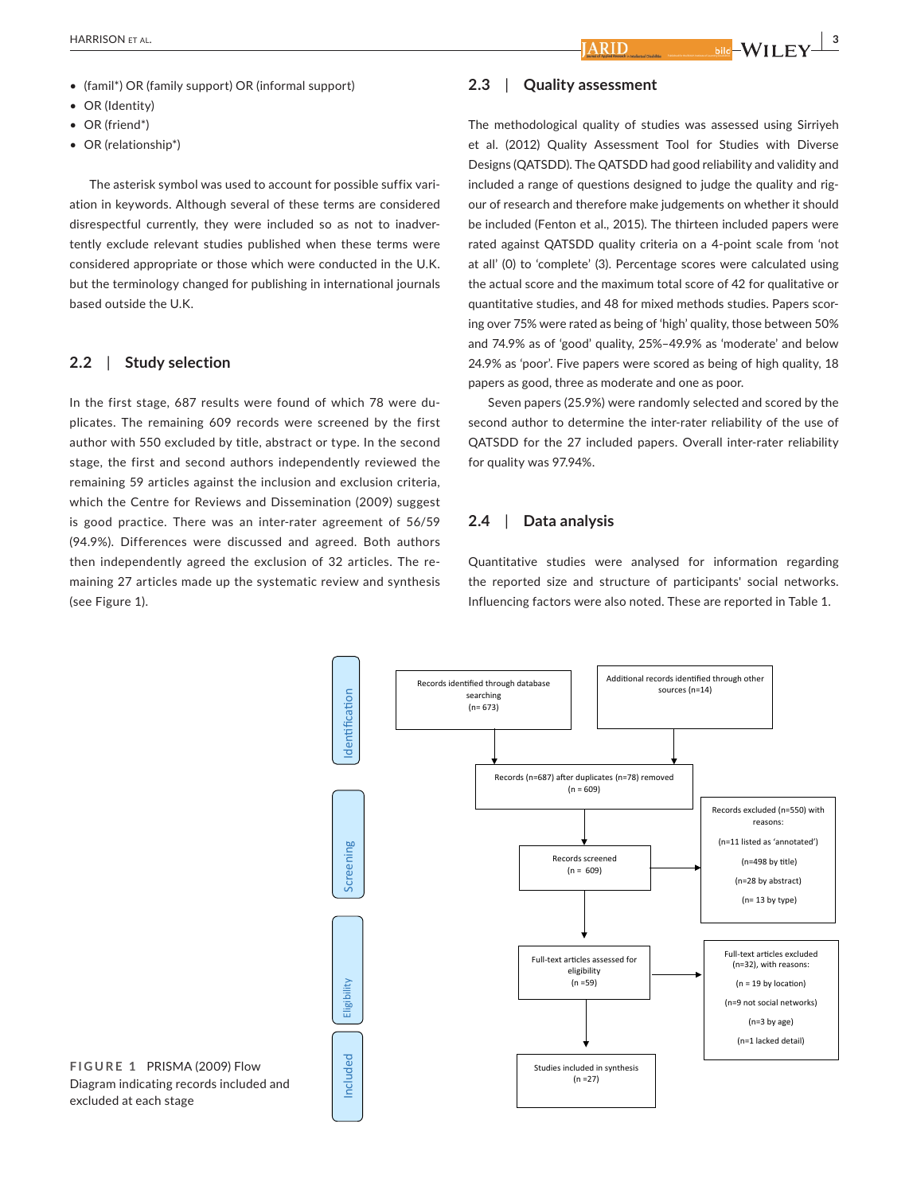- (famil*) OR (family support) OR (informal support)
- OR (Identity)
- OR (friend*)
- OR (relationship*)

The asterisk symbol was used to account for possible suffix variation in keywords. Although several of these terms are considered disrespectful currently, they were included so as not to inadvertently exclude relevant studies published when these terms were considered appropriate or those which were conducted in the U.K. but the terminology changed for publishing in international journals based outside the U.K.

## 2.2 | Study selection

In the first stage, 687 results were found of which 78 were duplicates. The remaining 609 records were screened by the first author with 550 excluded by title, abstract or type. In the second stage, the first and second authors independently reviewed the remaining 59 articles against the inclusion and exclusion criteria, which the Centre for Reviews and Dissemination (2009) suggest is good practice. There was an inter-rater agreement of 56/59 (94.9%). Differences were discussed and agreed. Both authors then independently agreed the exclusion of 32 articles. The remaining 27 articles made up the systematic review and synthesis (see Figure 1).

## 2.3 | Quality assessment

The methodological quality of studies was assessed using Sirriyeh et al. (2012) Quality Assessment Tool for Studies with Diverse Designs (QATSDD). The QATSDD had good reliability and validity and included a range of questions designed to judge the quality and rigour of research and therefore make judgements on whether it should be included (Fenton et al., 2015). The thirteen included papers were rated against QATSDD quality criteria on a 4-point scale from 'not at all' (0) to 'complete' (3). Percentage scores were calculated using the actual score and the maximum total score of 42 for qualitative or quantitative studies, and 48 for mixed methods studies. Papers scoring over 75% were rated as being of 'high' quality, those between 50% and 74.9% as of 'good' quality, 25%–49.9% as 'moderate' and below 24.9% as 'poor'. Five papers were scored as being of high quality, 18 papers as good, three as moderate and one as poor.

Seven papers (25.9%) were randomly selected and scored by the second author to determine the inter-rater reliability of the use of QATSDD for the 27 included papers. Overall inter-rater reliability for quality was 97.94%.

## 2.4 | Data analysis

Quantitative studies were analysed for information regarding the reported size and structure of participants' social networks. Influencing factors were also noted. These are reported in Table 1.

**Identification**

- Records identified through database searching (n= 673)
- Additional records identified through other sources (n=14)
- Records (n=687) after duplicates (n=78) removed (n = 609)

**Screening**

- Records screened (n = 609)
- Records excluded (n=550) with reasons:
  - (n=11 listed as 'annotated')
  - (n=498 by title)
  - (n=28 by abstract)
  - (n= 13 by type)

**Eligibility**

- Full-text articles assessed for eligibility (n =59)
- Full-text articles excluded (n=32), with reasons:
  - (n = 19 by location)
  - (n=9 not social networks)
  - (n=3 by age)
  - (n=1 lacked detail)

**Included**

- Studies included in synthesis (n =27)

**FIGURE 1** PRISMA (2009) Flow Diagram indicating records included and excluded at each stage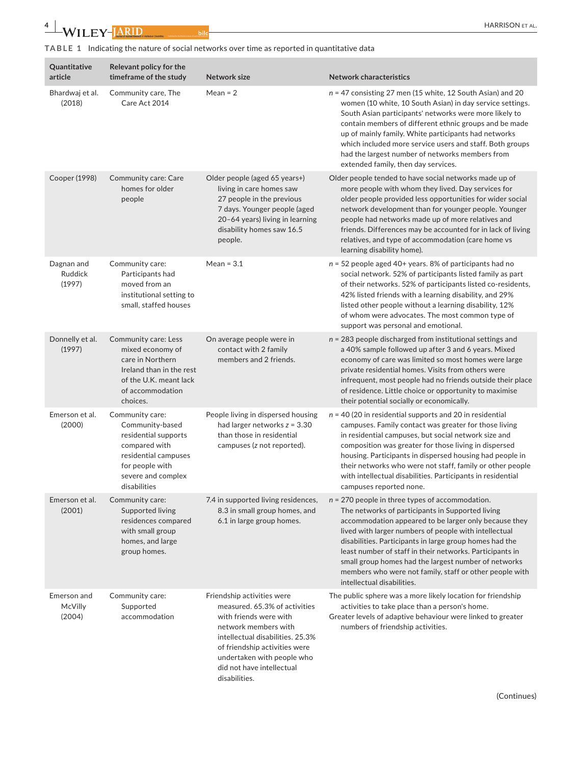**TABLE 1** Indicating the nature of social networks over time as reported in quantitative data

| Quantitative article | Relevant policy for the timeframe of the study | Network size | Network characteristics |
|---|---|---|---|
| Bhardwaj et al. (2018) | Community care, The Care Act 2014 | Mean = 2 | $n$ = 47 consisting 27 men (15 white, 12 South Asian) and 20 women (10 white, 10 South Asian) in day service settings. South Asian participants' networks were more likely to contain members of different ethnic groups and be made up of mainly family. White participants had networks which included more service users and staff. Both groups had the largest number of networks members from extended family, then day services. |
| Cooper (1998) | Community care: Care homes for older people | Older people (aged 65 years+) living in care homes saw 27 people in the previous 7 days. Younger people (aged 20–64 years) living in learning disability homes saw 16.5 people. | Older people tended to have social networks made up of more people with whom they lived. Day services for older people provided less opportunities for wider social network development than for younger people. Younger people had networks made up of more relatives and friends. Differences may be accounted for in lack of living relatives, and type of accommodation (care home vs learning disability home). |
| Dagnan and Ruddick (1997) | Community care: Participants had moved from an institutional setting to small, staffed houses | Mean = 3.1 | $n$ = 52 people aged 40+ years. 8% of participants had no social network. 52% of participants listed family as part of their networks. 52% of participants listed co-residents, 42% listed friends with a learning disability, and 29% listed other people without a learning disability, 12% of whom were advocates. The most common type of support was personal and emotional. |
| Donnelly et al. (1997) | Community care: Less mixed economy of care in Northern Ireland than in the rest of the U.K. meant lack of accommodation choices. | On average people were in contact with 2 family members and 2 friends. | $n$ = 283 people discharged from institutional settings and a 40% sample followed up after 3 and 6 years. Mixed economy of care was limited so most homes were large private residential homes. Visits from others were infrequent, most people had no friends outside their place of residence. Little choice or opportunity to maximise their potential socially or economically. |
| Emerson et al. (2000) | Community care: Community-based residential supports compared with residential campuses for people with severe and complex disabilities | People living in dispersed housing had larger networks $z$ = 3.30 than those in residential campuses ($z$ not reported). | $n$ = 40 (20 in residential supports and 20 in residential campuses. Family contact was greater for those living in residential campuses, but social network size and composition was greater for those living in dispersed housing. Participants in dispersed housing had people in their networks who were not staff, family or other people with intellectual disabilities. Participants in residential campuses reported none. |
| Emerson et al. (2001) | Community care: Supported living residences compared with small group homes, and large group homes. | 7.4 in supported living residences, 8.3 in small group homes, and 6.1 in large group homes. | $n$ = 270 people in three types of accommodation. The networks of participants in Supported living accommodation appeared to be larger only because they lived with larger numbers of people with intellectual disabilities. Participants in large group homes had the least number of staff in their networks. Participants in small group homes had the largest number of networks members who were not family, staff or other people with intellectual disabilities. |
| Emerson and McVilly (2004) | Community care: Supported accommodation | Friendship activities were measured. 65.3% of activities with friends were with network members with intellectual disabilities. 25.3% of friendship activities were undertaken with people who did not have intellectual disabilities. | The public sphere was a more likely location for friendship activities to take place than a person's home. Greater levels of adaptive behaviour were linked to greater numbers of friendship activities. |

(Continues)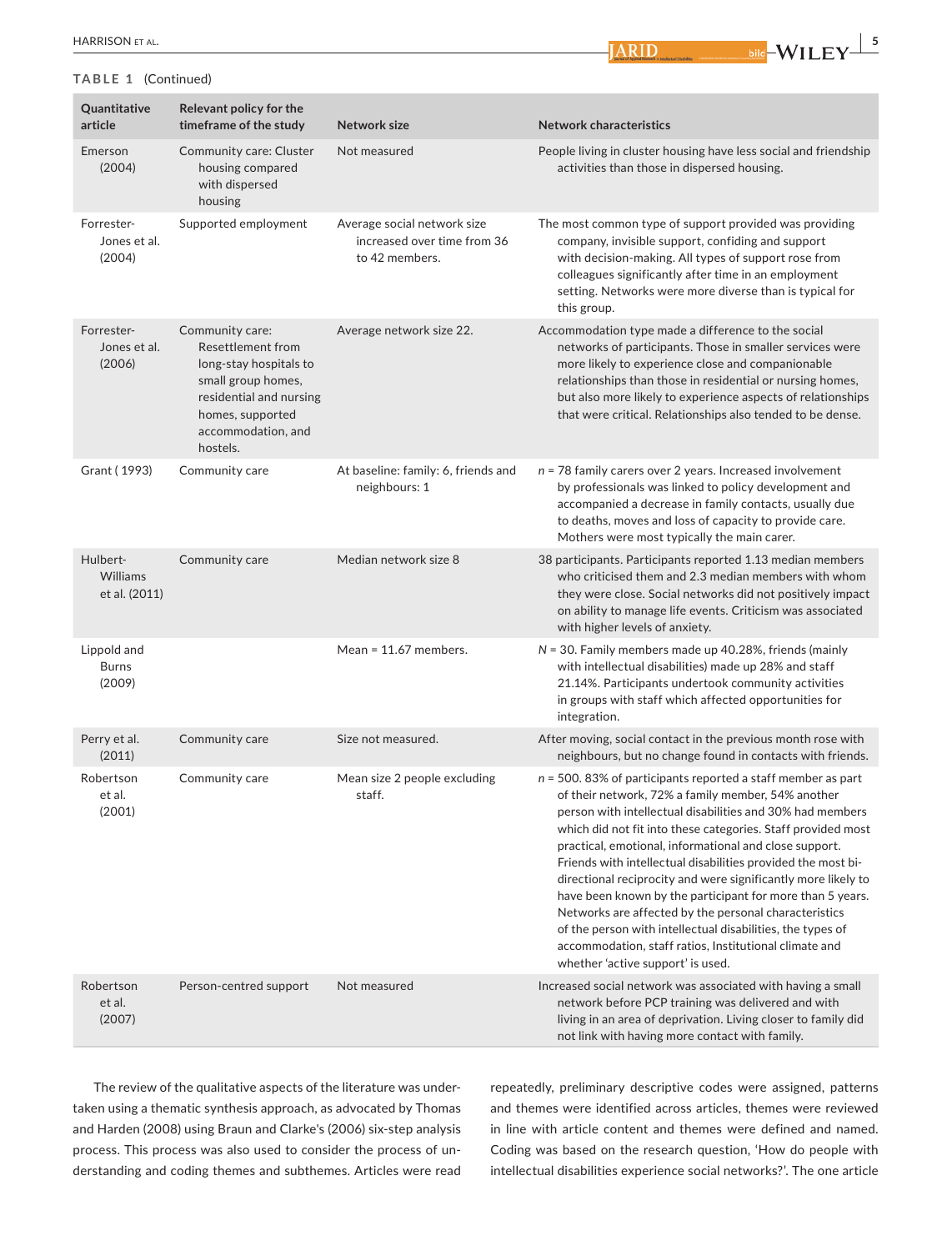**TABLE 1** (Continued)

| Quantitative article | Relevant policy for the timeframe of the study | Network size | Network characteristics |
|---|---|---|---|
| Emerson (2004) | Community care: Cluster housing compared with dispersed housing | Not measured | People living in cluster housing have less social and friendship activities than those in dispersed housing. |
| Forrester-Jones et al. (2004) | Supported employment | Average social network size increased over time from 36 to 42 members. | The most common type of support provided was providing company, invisible support, confiding and support with decision-making. All types of support rose from colleagues significantly after time in an employment setting. Networks were more diverse than is typical for this group. |
| Forrester-Jones et al. (2006) | Community care: Resettlement from long-stay hospitals to small group homes, residential and nursing homes, supported accommodation, and hostels. | Average network size 22. | Accommodation type made a difference to the social networks of participants. Those in smaller services were more likely to experience close and companionable relationships than those in residential or nursing homes, but also more likely to experience aspects of relationships that were critical. Relationships also tended to be dense. |
| Grant ( 1993) | Community care | At baseline: family: 6, friends and neighbours: 1 | *n* = 78 family carers over 2 years. Increased involvement by professionals was linked to policy development and accompanied a decrease in family contacts, usually due to deaths, moves and loss of capacity to provide care. Mothers were most typically the main carer. |
| Hulbert-Williams et al. (2011) | Community care | Median network size 8 | 38 participants. Participants reported 1.13 median members who criticised them and 2.3 median members with whom they were close. Social networks did not positively impact on ability to manage life events. Criticism was associated with higher levels of anxiety. |
| Lippold and Burns (2009) | | Mean = 11.67 members. | *N* = 30. Family members made up 40.28%, friends (mainly with intellectual disabilities) made up 28% and staff 21.14%. Participants undertook community activities in groups with staff which affected opportunities for integration. |
| Perry et al. (2011) | Community care | Size not measured. | After moving, social contact in the previous month rose with neighbours, but no change found in contacts with friends. |
| Robertson et al. (2001) | Community care | Mean size 2 people excluding staff. | *n* = 500. 83% of participants reported a staff member as part of their network, 72% a family member, 54% another person with intellectual disabilities and 30% had members which did not fit into these categories. Staff provided most practical, emotional, informational and close support. Friends with intellectual disabilities provided the most bi-directional reciprocity and were significantly more likely to have been known by the participant for more than 5 years. Networks are affected by the personal characteristics of the person with intellectual disabilities, the types of accommodation, staff ratios, Institutional climate and whether 'active support' is used. |
| Robertson et al. (2007) | Person-centred support | Not measured | Increased social network was associated with having a small network before PCP training was delivered and with living in an area of deprivation. Living closer to family did not link with having more contact with family. |

The review of the qualitative aspects of the literature was undertaken using a thematic synthesis approach, as advocated by Thomas and Harden (2008) using Braun and Clarke's (2006) six-step analysis process. This process was also used to consider the process of understanding and coding themes and subthemes. Articles were read repeatedly, preliminary descriptive codes were assigned, patterns and themes were identified across articles, themes were reviewed in line with article content and themes were defined and named. Coding was based on the research question, 'How do people with intellectual disabilities experience social networks?'. The one article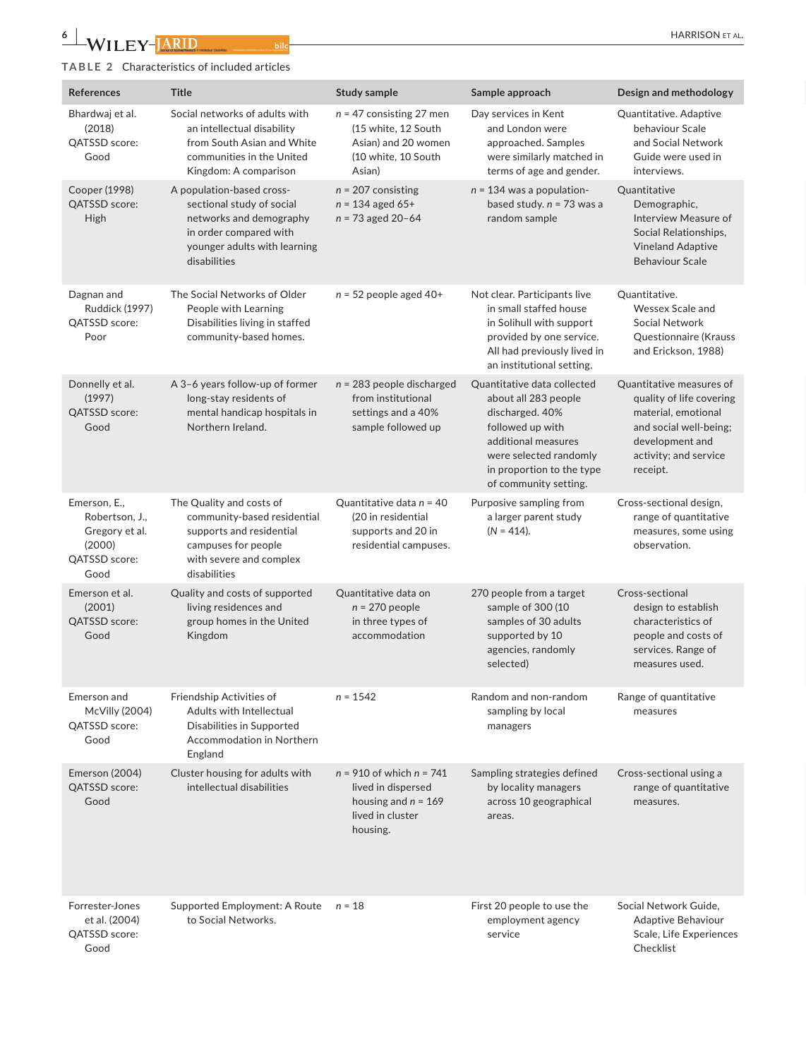**TABLE 2** Characteristics of included articles

| References | Title | Study sample | Sample approach | Design and methodology |
|---|---|---|---|---|
| Bhardwaj et al. (2018) QATSSD score: Good | Social networks of adults with an intellectual disability from South Asian and White communities in the United Kingdom: A comparison | $n$ = 47 consisting 27 men (15 white, 12 South Asian) and 20 women (10 white, 10 South Asian) | Day services in Kent and London were approached. Samples were similarly matched in terms of age and gender. | Quantitative. Adaptive behaviour Scale and Social Network Guide were used in interviews. |
| Cooper (1998) QATSSD score: High | A population-based cross-sectional study of social networks and demography in order compared with younger adults with learning disabilities | $n$ = 207 consisting $n$ = 134 aged 65+ $n$ = 73 aged 20–64 | $n$ = 134 was a population-based study. $n$ = 73 was a random sample | Quantitative Demographic, Interview Measure of Social Relationships, Vineland Adaptive Behaviour Scale |
| Dagnan and Ruddick (1997) QATSSD score: Poor | The Social Networks of Older People with Learning Disabilities living in staffed community-based homes. | $n$ = 52 people aged 40+ | Not clear. Participants live in small staffed house in Solihull with support provided by one service. All had previously lived in an institutional setting. | Quantitative. Wessex Scale and Social Network Questionnaire (Krauss and Erickson, 1988) |
| Donnelly et al. (1997) QATSSD score: Good | A 3–6 years follow-up of former long-stay residents of mental handicap hospitals in Northern Ireland. | $n$ = 283 people discharged from institutional settings and a 40% sample followed up | Quantitative data collected about all 283 people discharged. 40% followed up with additional measures were selected randomly in proportion to the type of community setting. | Quantitative measures of quality of life covering material, emotional and social well-being; development and activity; and service receipt. |
| Emerson, E., Robertson, J., Gregory et al. (2000) QATSSD score: Good | The Quality and costs of community-based residential supports and residential campuses for people with severe and complex disabilities | Quantitative data $n$ = 40 (20 in residential supports and 20 in residential campuses. | Purposive sampling from a larger parent study ($N$ = 414). | Cross-sectional design, range of quantitative measures, some using observation. |
| Emerson et al. (2001) QATSSD score: Good | Quality and costs of supported living residences and group homes in the United Kingdom | Quantitative data on $n$ = 270 people in three types of accommodation | 270 people from a target sample of 300 (10 samples of 30 adults supported by 10 agencies, randomly selected) | Cross-sectional design to establish characteristics of people and costs of services. Range of measures used. |
| Emerson and McVilly (2004) QATSSD score: Good | Friendship Activities of Adults with Intellectual Disabilities in Supported Accommodation in Northern England | $n$ = 1542 | Random and non-random sampling by local managers | Range of quantitative measures |
| Emerson (2004) QATSSD score: Good | Cluster housing for adults with intellectual disabilities | $n$ = 910 of which $n$ = 741 lived in dispersed housing and $n$ = 169 lived in cluster housing. | Sampling strategies defined by locality managers across 10 geographical areas. | Cross-sectional using a range of quantitative measures. |
| Forrester-Jones et al. (2004) QATSSD score: Good | Supported Employment: A Route to Social Networks. | $n$ = 18 | First 20 people to use the employment agency service | Social Network Guide, Adaptive Behaviour Scale, Life Experiences Checklist |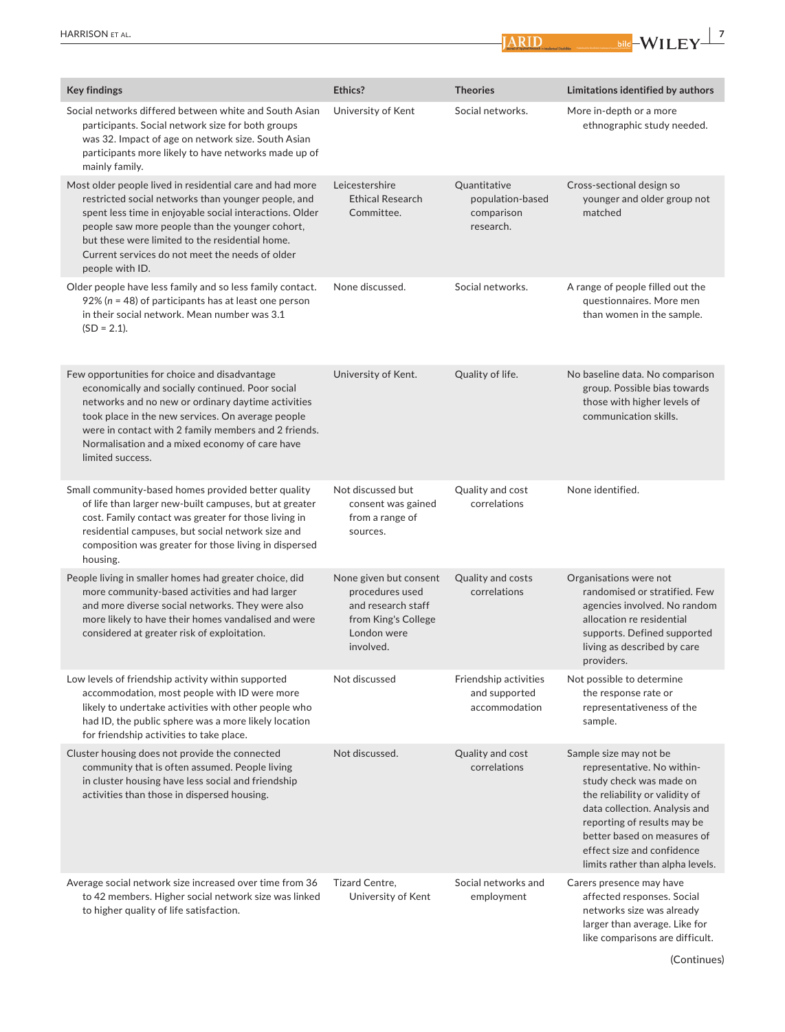| Key findings | Ethics? | Theories | Limitations identified by authors |
|---|---|---|---|
| Social networks differed between white and South Asian participants. Social network size for both groups was 32. Impact of age on network size. South Asian participants more likely to have networks made up of mainly family. | University of Kent | Social networks. | More in-depth or a more ethnographic study needed. |
| Most older people lived in residential care and had more restricted social networks than younger people, and spent less time in enjoyable social interactions. Older people saw more people than the younger cohort, but these were limited to the residential home. Current services do not meet the needs of older people with ID. | Leicestershire Ethical Research Committee. | Quantitative population-based comparison research. | Cross-sectional design so younger and older group not matched |
| Older people have less family and so less family contact. 92% (*n* = 48) of participants has at least one person in their social network. Mean number was 3.1 (SD = 2.1). | None discussed. | Social networks. | A range of people filled out the questionnaires. More men than women in the sample. |
| Few opportunities for choice and disadvantage economically and socially continued. Poor social networks and no new or ordinary daytime activities took place in the new services. On average people were in contact with 2 family members and 2 friends. Normalisation and a mixed economy of care have limited success. | University of Kent. | Quality of life. | No baseline data. No comparison group. Possible bias towards those with higher levels of communication skills. |
| Small community-based homes provided better quality of life than larger new-built campuses, but at greater cost. Family contact was greater for those living in residential campuses, but social network size and composition was greater for those living in dispersed housing. | Not discussed but consent was gained from a range of sources. | Quality and cost correlations | None identified. |
| People living in smaller homes had greater choice, did more community-based activities and had larger and more diverse social networks. They were also more likely to have their homes vandalised and were considered at greater risk of exploitation. | None given but consent procedures used and research staff from King's College London were involved. | Quality and costs correlations | Organisations were not randomised or stratified. Few agencies involved. No random allocation re residential supports. Defined supported living as described by care providers. |
| Low levels of friendship activity within supported accommodation, most people with ID were more likely to undertake activities with other people who had ID, the public sphere was a more likely location for friendship activities to take place. | Not discussed | Friendship activities and supported accommodation | Not possible to determine the response rate or representativeness of the sample. |
| Cluster housing does not provide the connected community that is often assumed. People living in cluster housing have less social and friendship activities than those in dispersed housing. | Not discussed. | Quality and cost correlations | Sample size may not be representative. No within-study check was made on the reliability or validity of data collection. Analysis and reporting of results may be better based on measures of effect size and confidence limits rather than alpha levels. |
| Average social network size increased over time from 36 to 42 members. Higher social network size was linked to higher quality of life satisfaction. | Tizard Centre, University of Kent | Social networks and employment | Carers presence may have affected responses. Social networks size was already larger than average. Like for like comparisons are difficult. |

(Continues)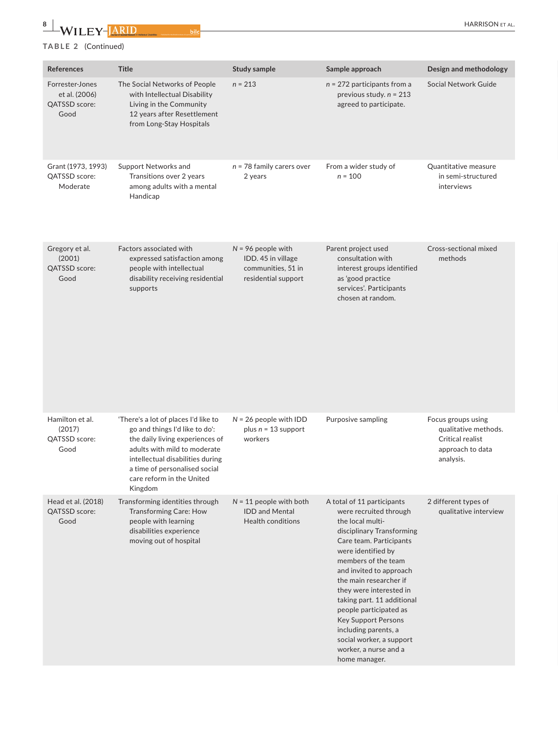**TABLE 2** (Continued)

| References | Title | Study sample | Sample approach | Design and methodology |
| --- | --- | --- | --- | --- |
| Forrester-Jones et al. (2006) QATSSD score: Good | The Social Networks of People with Intellectual Disability Living in the Community 12 years after Resettlement from Long-Stay Hospitals | *n* = 213 | *n* = 272 participants from a previous study. *n* = 213 agreed to participate. | Social Network Guide |
| Grant (1973, 1993) QATSSD score: Moderate | Support Networks and Transitions over 2 years among adults with a mental Handicap | *n* = 78 family carers over 2 years | From a wider study of *n* = 100 | Quantitative measure in semi-structured interviews |
| Gregory et al. (2001) QATSSD score: Good | Factors associated with expressed satisfaction among people with intellectual disability receiving residential supports | *N* = 96 people with IDD. 45 in village communities, 51 in residential support | Parent project used consultation with interest groups identified as 'good practice services'. Participants chosen at random. | Cross-sectional mixed methods |
| Hamilton et al. (2017) QATSSD score: Good | 'There's a lot of places I'd like to go and things I'd like to do': the daily living experiences of adults with mild to moderate intellectual disabilities during a time of personalised social care reform in the United Kingdom | *N* = 26 people with IDD plus *n* = 13 support workers | Purposive sampling | Focus groups using qualitative methods. Critical realist approach to data analysis. |
| Head et al. (2018) QATSSD score: Good | Transforming identities through Transforming Care: How people with learning disabilities experience moving out of hospital | *N* = 11 people with both IDD and Mental Health conditions | A total of 11 participants were recruited through the local multi-disciplinary Transforming Care team. Participants were identified by members of the team and invited to approach the main researcher if they were interested in taking part. 11 additional people participated as Key Support Persons including parents, a social worker, a support worker, a nurse and a home manager. | 2 different types of qualitative interview |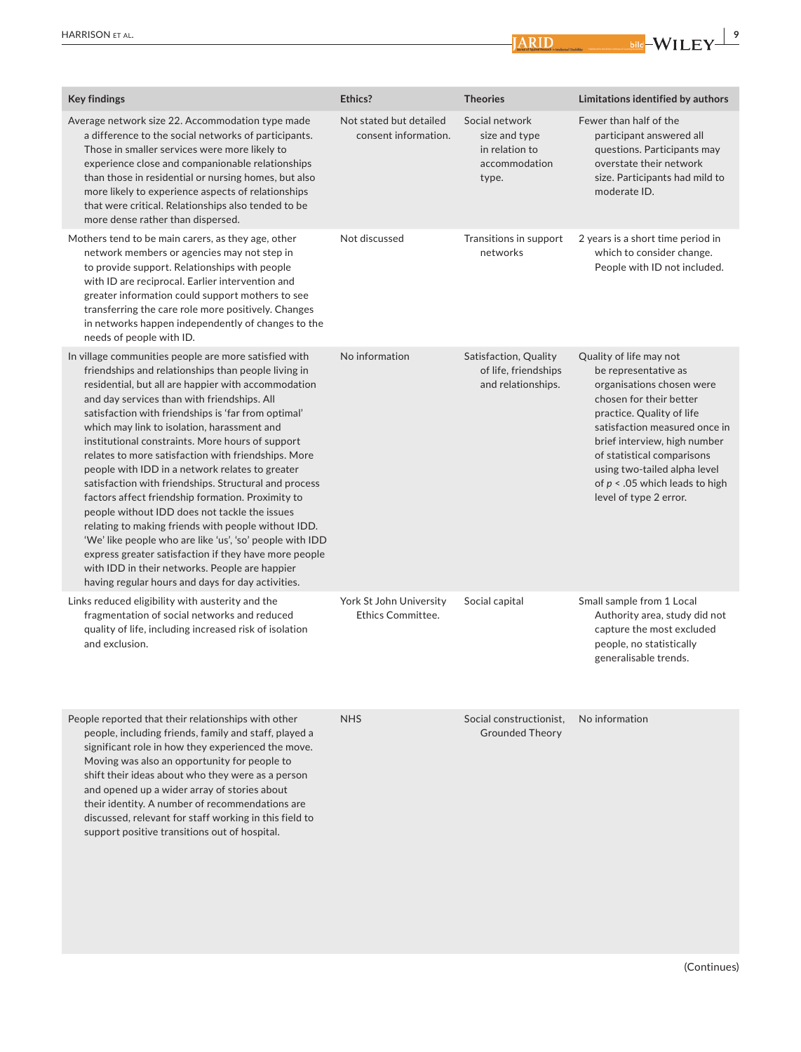| Key findings | Ethics? | Theories | Limitations identified by authors |
|---|---|---|---|
| Average network size 22. Accommodation type made a difference to the social networks of participants. Those in smaller services were more likely to experience close and companionable relationships than those in residential or nursing homes, but also more likely to experience aspects of relationships that were critical. Relationships also tended to be more dense rather than dispersed. | Not stated but detailed consent information. | Social network size and type in relation to accommodation type. | Fewer than half of the participant answered all questions. Participants may overstate their network size. Participants had mild to moderate ID. |
| Mothers tend to be main carers, as they age, other network members or agencies may not step in to provide support. Relationships with people with ID are reciprocal. Earlier intervention and greater information could support mothers to see transferring the care role more positively. Changes in networks happen independently of changes to the needs of people with ID. | Not discussed | Transitions in support networks | 2 years is a short time period in which to consider change. People with ID not included. |
| In village communities people are more satisfied with friendships and relationships than people living in residential, but all are happier with accommodation and day services than with friendships. All satisfaction with friendships is 'far from optimal' which may link to isolation, harassment and institutional constraints. More hours of support relates to more satisfaction with friendships. More people with IDD in a network relates to greater satisfaction with friendships. Structural and process factors affect friendship formation. Proximity to people without IDD does not tackle the issues relating to making friends with people without IDD. 'We' like people who are like 'us', 'so' people with IDD express greater satisfaction if they have more people with IDD in their networks. People are happier having regular hours and days for day activities. | No information | Satisfaction, Quality of life, friendships and relationships. | Quality of life may not be representative as organisations chosen were chosen for their better practice. Quality of life satisfaction measured once in brief interview, high number of statistical comparisons using two-tailed alpha level of $p < .05$ which leads to high level of type 2 error. |
| Links reduced eligibility with austerity and the fragmentation of social networks and reduced quality of life, including increased risk of isolation and exclusion. | York St John University Ethics Committee. | Social capital | Small sample from 1 Local Authority area, study did not capture the most excluded people, no statistically generalisable trends. |
| People reported that their relationships with other people, including friends, family and staff, played a significant role in how they experienced the move. Moving was also an opportunity for people to shift their ideas about who they were as a person and opened up a wider array of stories about their identity. A number of recommendations are discussed, relevant for staff working in this field to support positive transitions out of hospital. | NHS | Social constructionist, Grounded Theory | No information |

(Continues)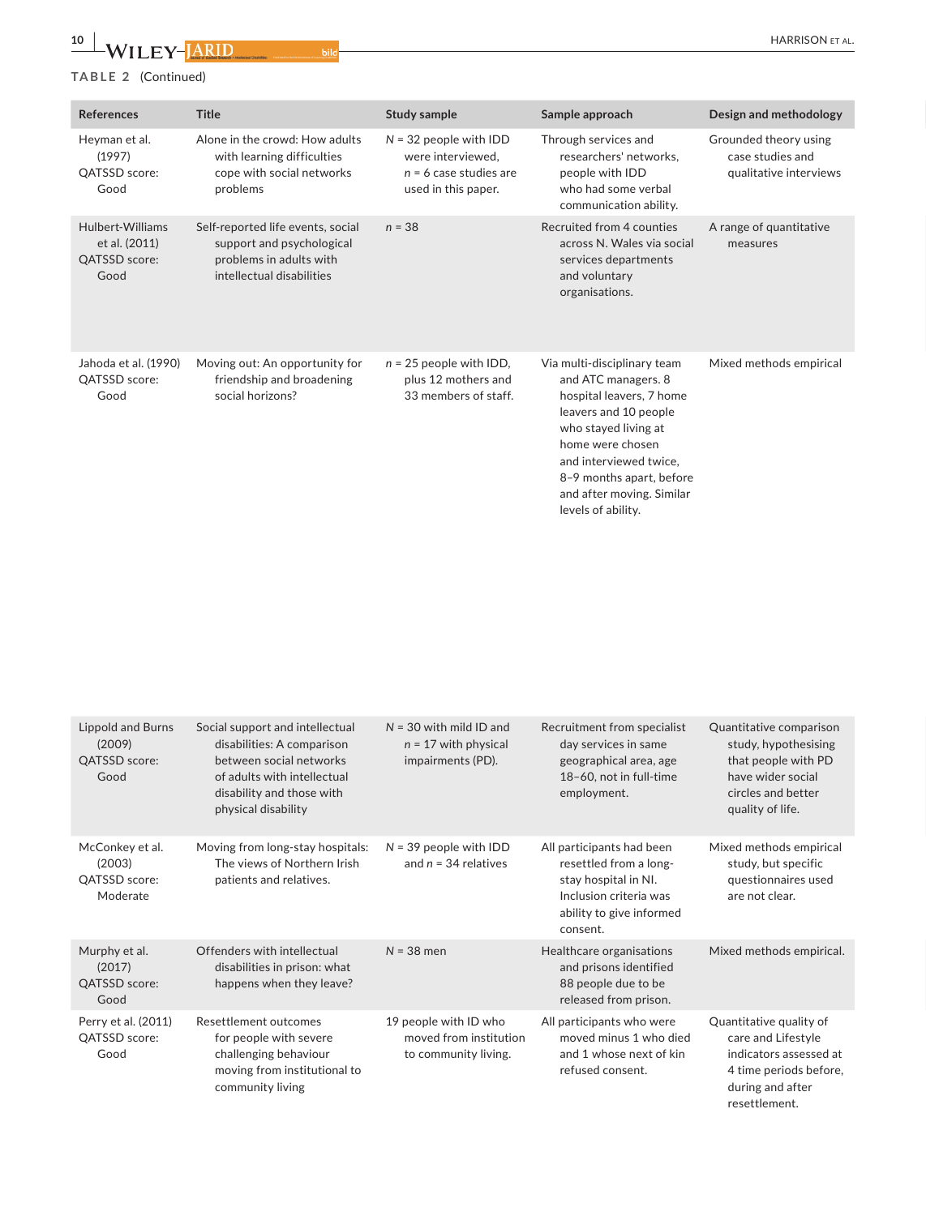**TABLE 2** (Continued)

| References | Title | Study sample | Sample approach | Design and methodology |
|---|---|---|---|---|
| Heyman et al. (1997) QATSSD score: Good | Alone in the crowd: How adults with learning difficulties cope with social networks problems | *N* = 32 people with IDD were interviewed, *n* = 6 case studies are used in this paper. | Through services and researchers' networks, people with IDD who had some verbal communication ability. | Grounded theory using case studies and qualitative interviews |
| Hulbert-Williams et al. (2011) QATSSD score: Good | Self-reported life events, social support and psychological problems in adults with intellectual disabilities | *n* = 38 | Recruited from 4 counties across N. Wales via social services departments and voluntary organisations. | A range of quantitative measures |
| Jahoda et al. (1990) QATSSD score: Good | Moving out: An opportunity for friendship and broadening social horizons? | *n* = 25 people with IDD, plus 12 mothers and 33 members of staff. | Via multi-disciplinary team and ATC managers. 8 hospital leavers, 7 home leavers and 10 people who stayed living at home were chosen and interviewed twice, 8–9 months apart, before and after moving. Similar levels of ability. | Mixed methods empirical |
| Lippold and Burns (2009) QATSSD score: Good | Social support and intellectual disabilities: A comparison between social networks of adults with intellectual disability and those with physical disability | *N* = 30 with mild ID and *n* = 17 with physical impairments (PD). | Recruitment from specialist day services in same geographical area, age 18–60, not in full-time employment. | Quantitative comparison study, hypothesising that people with PD have wider social circles and better quality of life. |
| McConkey et al. (2003) QATSSD score: Moderate | Moving from long-stay hospitals: The views of Northern Irish patients and relatives. | *N* = 39 people with IDD and *n* = 34 relatives | All participants had been resettled from a long-stay hospital in NI. Inclusion criteria was ability to give informed consent. | Mixed methods empirical study, but specific questionnaires used are not clear. |
| Murphy et al. (2017) QATSSD score: Good | Offenders with intellectual disabilities in prison: what happens when they leave? | *N* = 38 men | Healthcare organisations and prisons identified 88 people due to be released from prison. | Mixed methods empirical. |
| Perry et al. (2011) QATSSD score: Good | Resettlement outcomes for people with severe challenging behaviour moving from institutional to community living | 19 people with ID who moved from institution to community living. | All participants who were moved minus 1 who died and 1 whose next of kin refused consent. | Quantitative quality of care and Lifestyle indicators assessed at 4 time periods before, during and after resettlement. |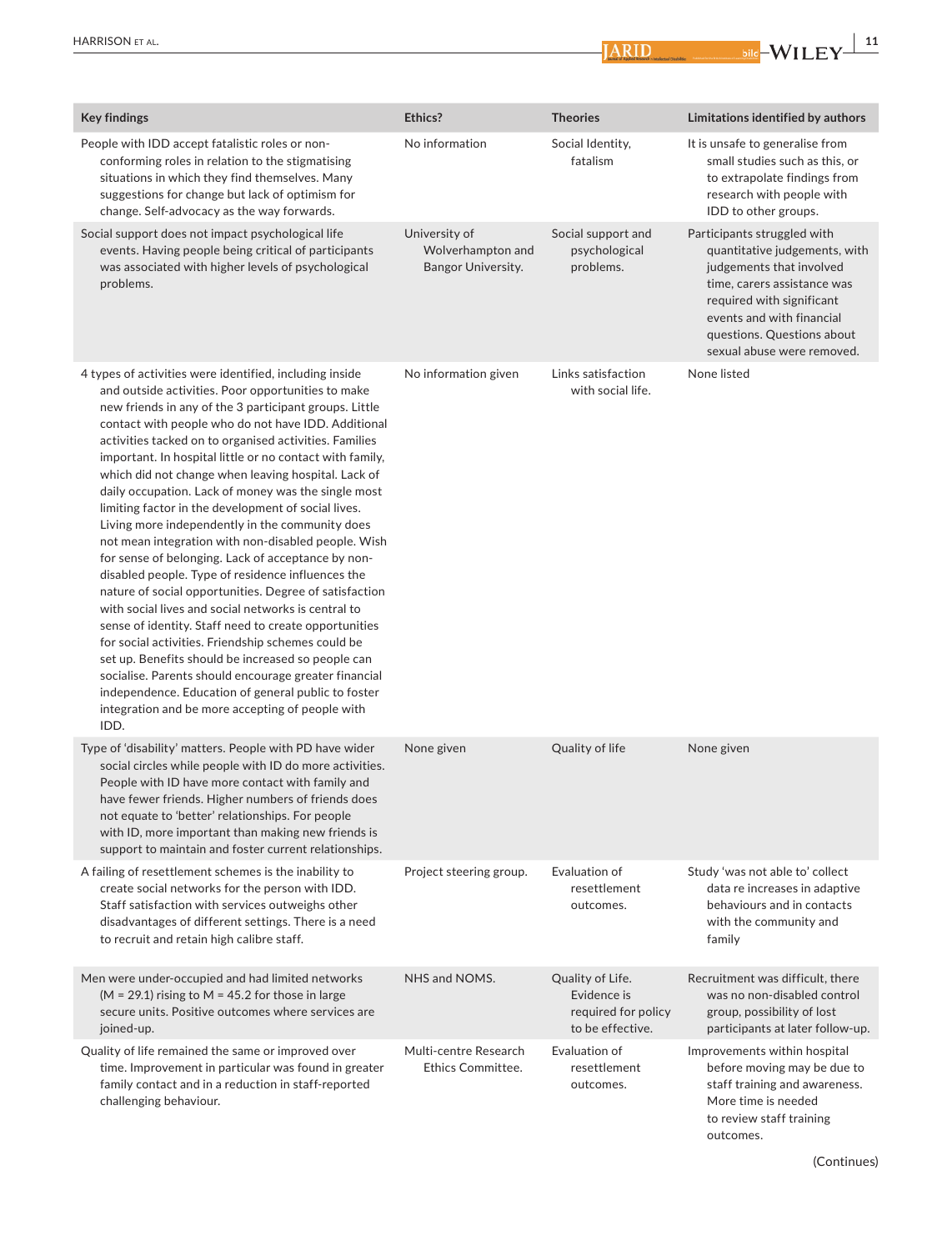| Key findings | Ethics? | Theories | Limitations identified by authors |
|---|---|---|---|
| People with IDD accept fatalistic roles or non-conforming roles in relation to the stigmatising situations in which they find themselves. Many suggestions for change but lack of optimism for change. Self-advocacy as the way forwards. | No information | Social Identity, fatalism | It is unsafe to generalise from small studies such as this, or to extrapolate findings from research with people with IDD to other groups. |
| Social support does not impact psychological life events. Having people being critical of participants was associated with higher levels of psychological problems. | University of Wolverhampton and Bangor University. | Social support and psychological problems. | Participants struggled with quantitative judgements, with judgements that involved time, carers assistance was required with significant events and with financial questions. Questions about sexual abuse were removed. |
| 4 types of activities were identified, including inside and outside activities. Poor opportunities to make new friends in any of the 3 participant groups. Little contact with people who do not have IDD. Additional activities tacked on to organised activities. Families important. In hospital little or no contact with family, which did not change when leaving hospital. Lack of daily occupation. Lack of money was the single most limiting factor in the development of social lives. Living more independently in the community does not mean integration with non-disabled people. Wish for sense of belonging. Lack of acceptance by non-disabled people. Type of residence influences the nature of social opportunities. Degree of satisfaction with social lives and social networks is central to sense of identity. Staff need to create opportunities for social activities. Friendship schemes could be set up. Benefits should be increased so people can socialise. Parents should encourage greater financial independence. Education of general public to foster integration and be more accepting of people with IDD. | No information given | Links satisfaction with social life. | None listed |
| Type of 'disability' matters. People with PD have wider social circles while people with ID do more activities. People with ID have more contact with family and have fewer friends. Higher numbers of friends does not equate to 'better' relationships. For people with ID, more important than making new friends is support to maintain and foster current relationships. | None given | Quality of life | None given |
| A failing of resettlement schemes is the inability to create social networks for the person with IDD. Staff satisfaction with services outweighs other disadvantages of different settings. There is a need to recruit and retain high calibre staff. | Project steering group. | Evaluation of resettlement outcomes. | Study 'was not able to' collect data re increases in adaptive behaviours and in contacts with the community and family |
| Men were under-occupied and had limited networks ($M = 29.1$) rising to $M = 45.2$ for those in large secure units. Positive outcomes where services are joined-up. | NHS and NOMS. | Quality of Life. Evidence is required for policy to be effective. | Recruitment was difficult, there was no non-disabled control group, possibility of lost participants at later follow-up. |
| Quality of life remained the same or improved over time. Improvement in particular was found in greater family contact and in a reduction in staff-reported challenging behaviour. | Multi-centre Research Ethics Committee. | Evaluation of resettlement outcomes. | Improvements within hospital before moving may be due to staff training and awareness. More time is needed to review staff training outcomes. |

(Continues)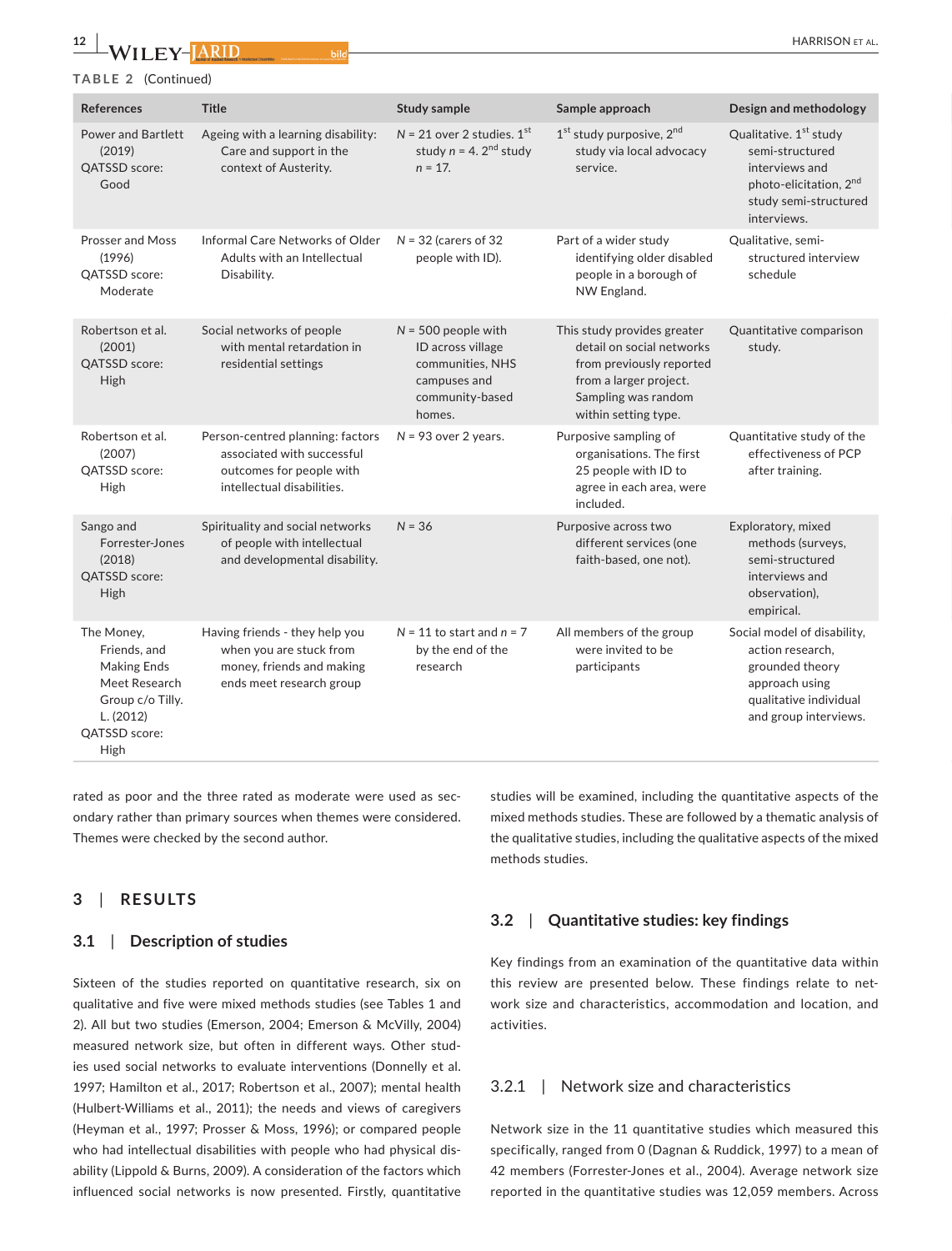**TABLE 2** (Continued)

| References | Title | Study sample | Sample approach | Design and methodology |
|---|---|---|---|---|
| Power and Bartlett (2019) QATSSD score: Good | Ageing with a learning disability: Care and support in the context of Austerity. | *N* = 21 over 2 studies. 1st study *n* = 4. 2nd study *n* = 17. | 1st study purposive, 2nd study via local advocacy service. | Qualitative. 1st study semi-structured interviews and photo-elicitation, 2nd study semi-structured interviews. |
| Prosser and Moss (1996) QATSSD score: Moderate | Informal Care Networks of Older Adults with an Intellectual Disability. | *N* = 32 (carers of 32 people with ID). | Part of a wider study identifying older disabled people in a borough of NW England. | Qualitative, semi-structured interview schedule |
| Robertson et al. (2001) QATSSD score: High | Social networks of people with mental retardation in residential settings | *N* = 500 people with ID across village communities, NHS campuses and community-based homes. | This study provides greater detail on social networks from previously reported from a larger project. Sampling was random within setting type. | Quantitative comparison study. |
| Robertson et al. (2007) QATSSD score: High | Person-centred planning: factors associated with successful outcomes for people with intellectual disabilities. | *N* = 93 over 2 years. | Purposive sampling of organisations. The first 25 people with ID to agree in each area, were included. | Quantitative study of the effectiveness of PCP after training. |
| Sango and Forrester-Jones (2018) QATSSD score: High | Spirituality and social networks of people with intellectual and developmental disability. | *N* = 36 | Purposive across two different services (one faith-based, one not). | Exploratory, mixed methods (surveys, semi-structured interviews and observation), empirical. |
| The Money, Friends, and Making Ends Meet Research Group c/o Tilly. L. (2012) QATSSD score: High | Having friends - they help you when you are stuck from money, friends and making ends meet research group | *N* = 11 to start and *n* = 7 by the end of the research | All members of the group were invited to be participants | Social model of disability, action research, grounded theory approach using qualitative individual and group interviews. |

rated as poor and the three rated as moderate were used as secondary rather than primary sources when themes were considered. Themes were checked by the second author.

## 3 | RESULTS

### 3.1 | Description of studies

Sixteen of the studies reported on quantitative research, six on qualitative and five were mixed methods studies (see Tables 1 and 2). All but two studies (Emerson, 2004; Emerson & McVilly, 2004) measured network size, but often in different ways. Other studies used social networks to evaluate interventions (Donnelly et al. 1997; Hamilton et al., 2017; Robertson et al., 2007); mental health (Hulbert-Williams et al., 2011); the needs and views of caregivers (Heyman et al., 1997; Prosser & Moss, 1996); or compared people who had intellectual disabilities with people who had physical disability (Lippold & Burns, 2009). A consideration of the factors which influenced social networks is now presented. Firstly, quantitative studies will be examined, including the quantitative aspects of the mixed methods studies. These are followed by a thematic analysis of the qualitative studies, including the qualitative aspects of the mixed methods studies.

### 3.2 | Quantitative studies: key findings

Key findings from an examination of the quantitative data within this review are presented below. These findings relate to network size and characteristics, accommodation and location, and activities.

#### 3.2.1 | Network size and characteristics

Network size in the 11 quantitative studies which measured this specifically, ranged from 0 (Dagnan & Ruddick, 1997) to a mean of 42 members (Forrester-Jones et al., 2004). Average network size reported in the quantitative studies was 12,059 members. Across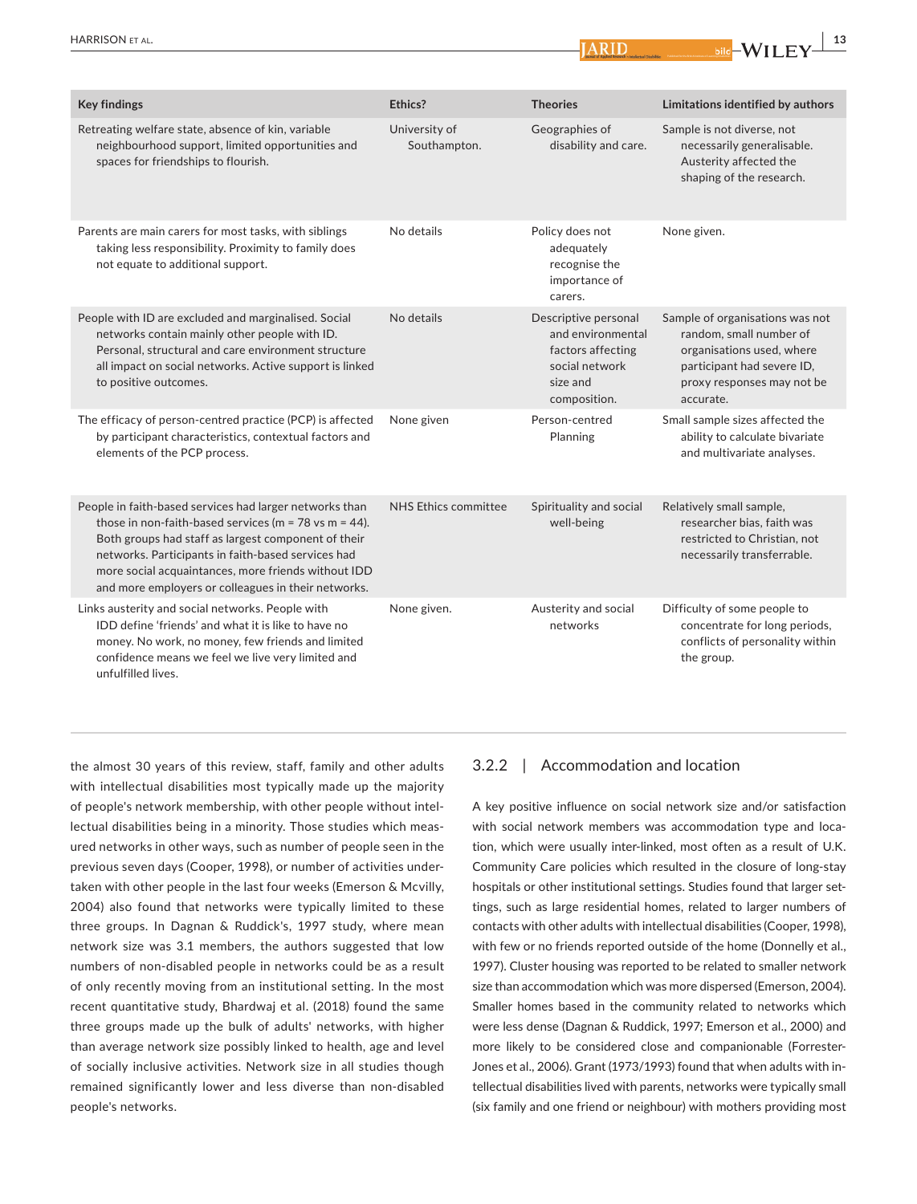| Key findings | Ethics? | Theories | Limitations identified by authors |
| --- | --- | --- | --- |
| Retreating welfare state, absence of kin, variable neighbourhood support, limited opportunities and spaces for friendships to flourish. | University of Southampton. | Geographies of disability and care. | Sample is not diverse, not necessarily generalisable. Austerity affected the shaping of the research. |
| Parents are main carers for most tasks, with siblings taking less responsibility. Proximity to family does not equate to additional support. | No details | Policy does not adequately recognise the importance of carers. | None given. |
| People with ID are excluded and marginalised. Social networks contain mainly other people with ID. Personal, structural and care environment structure all impact on social networks. Active support is linked to positive outcomes. | No details | Descriptive personal and environmental factors affecting social network size and composition. | Sample of organisations was not random, small number of organisations used, where participant had severe ID, proxy responses may not be accurate. |
| The efficacy of person-centred practice (PCP) is affected by participant characteristics, contextual factors and elements of the PCP process. | None given | Person-centred Planning | Small sample sizes affected the ability to calculate bivariate and multivariate analyses. |
| People in faith-based services had larger networks than those in non-faith-based services (m = 78 vs m = 44). Both groups had staff as largest component of their networks. Participants in faith-based services had more social acquaintances, more friends without IDD and more employers or colleagues in their networks. | NHS Ethics committee | Spirituality and social well-being | Relatively small sample, researcher bias, faith was restricted to Christian, not necessarily transferrable. |
| Links austerity and social networks. People with IDD define 'friends' and what it is like to have no money. No work, no money, few friends and limited confidence means we feel we live very limited and unfulfilled lives. | None given. | Austerity and social networks | Difficulty of some people to concentrate for long periods, conflicts of personality within the group. |

the almost 30 years of this review, staff, family and other adults with intellectual disabilities most typically made up the majority of people's network membership, with other people without intellectual disabilities being in a minority. Those studies which measured networks in other ways, such as number of people seen in the previous seven days (Cooper, 1998), or number of activities undertaken with other people in the last four weeks (Emerson & Mcvilly, 2004) also found that networks were typically limited to these three groups. In Dagnan & Ruddick's, 1997 study, where mean network size was 3.1 members, the authors suggested that low numbers of non-disabled people in networks could be as a result of only recently moving from an institutional setting. In the most recent quantitative study, Bhardwaj et al. (2018) found the same three groups made up the bulk of adults' networks, with higher than average network size possibly linked to health, age and level of socially inclusive activities. Network size in all studies though remained significantly lower and less diverse than non-disabled people's networks.

### 3.2.2 | Accommodation and location

A key positive influence on social network size and/or satisfaction with social network members was accommodation type and location, which were usually inter-linked, most often as a result of U.K. Community Care policies which resulted in the closure of long-stay hospitals or other institutional settings. Studies found that larger settings, such as large residential homes, related to larger numbers of contacts with other adults with intellectual disabilities (Cooper, 1998), with few or no friends reported outside of the home (Donnelly et al., 1997). Cluster housing was reported to be related to smaller network size than accommodation which was more dispersed (Emerson, 2004). Smaller homes based in the community related to networks which were less dense (Dagnan & Ruddick, 1997; Emerson et al., 2000) and more likely to be considered close and companionable (Forrester-Jones et al., 2006). Grant (1973/1993) found that when adults with intellectual disabilities lived with parents, networks were typically small (six family and one friend or neighbour) with mothers providing most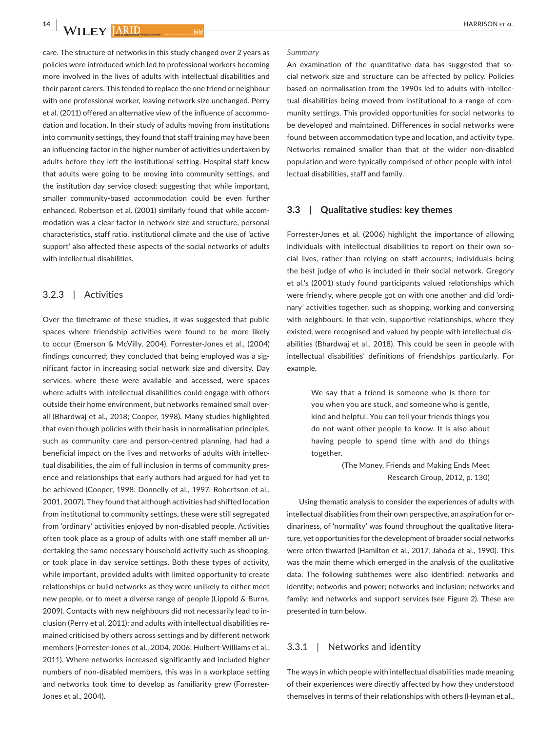care. The structure of networks in this study changed over 2 years as policies were introduced which led to professional workers becoming more involved in the lives of adults with intellectual disabilities and their parent carers. This tended to replace the one friend or neighbour with one professional worker, leaving network size unchanged. Perry et al. (2011) offered an alternative view of the influence of accommodation and location. In their study of adults moving from institutions into community settings, they found that staff training may have been an influencing factor in the higher number of activities undertaken by adults before they left the institutional setting. Hospital staff knew that adults were going to be moving into community settings, and the institution day service closed; suggesting that while important, smaller community-based accommodation could be even further enhanced. Robertson et al. (2001) similarly found that while accommodation was a clear factor in network size and structure, personal characteristics, staff ratio, institutional climate and the use of 'active support' also affected these aspects of the social networks of adults with intellectual disabilities.

### 3.2.3 | Activities

Over the timeframe of these studies, it was suggested that public spaces where friendship activities were found to be more likely to occur (Emerson & McVilly, 2004). Forrester-Jones et al., (2004) findings concurred; they concluded that being employed was a significant factor in increasing social network size and diversity. Day services, where these were available and accessed, were spaces where adults with intellectual disabilities could engage with others outside their home environment, but networks remained small overall (Bhardwaj et al., 2018; Cooper, 1998). Many studies highlighted that even though policies with their basis in normalisation principles, such as community care and person-centred planning, had had a beneficial impact on the lives and networks of adults with intellectual disabilities, the aim of full inclusion in terms of community presence and relationships that early authors had argued for had yet to be achieved (Cooper, 1998; Donnelly et al., 1997; Robertson et al., 2001, 2007). They found that although activities had shifted location from institutional to community settings, these were still segregated from 'ordinary' activities enjoyed by non-disabled people. Activities often took place as a group of adults with one staff member all undertaking the same necessary household activity such as shopping, or took place in day service settings. Both these types of activity, while important, provided adults with limited opportunity to create relationships or build networks as they were unlikely to either meet new people, or to meet a diverse range of people (Lippold & Burns, 2009). Contacts with new neighbours did not necessarily lead to inclusion (Perry et al. 2011); and adults with intellectual disabilities remained criticised by others across settings and by different network members (Forrester-Jones et al., 2004, 2006; Hulbert-Williams et al., 2011). Where networks increased significantly and included higher numbers of non-disabled members, this was in a workplace setting and networks took time to develop as familiarity grew (Forrester-Jones et al., 2004).

*Summary*

An examination of the quantitative data has suggested that social network size and structure can be affected by policy. Policies based on normalisation from the 1990s led to adults with intellectual disabilities being moved from institutional to a range of community settings. This provided opportunities for social networks to be developed and maintained. Differences in social networks were found between accommodation type and location, and activity type. Networks remained smaller than that of the wider non-disabled population and were typically comprised of other people with intellectual disabilities, staff and family.

## 3.3 | Qualitative studies: key themes

Forrester-Jones et al. (2006) highlight the importance of allowing individuals with intellectual disabilities to report on their own social lives, rather than relying on staff accounts; individuals being the best judge of who is included in their social network. Gregory et al.'s (2001) study found participants valued relationships which were friendly, where people got on with one another and did 'ordinary' activities together, such as shopping, working and conversing with neighbours. In that vein, supportive relationships, where they existed, were recognised and valued by people with intellectual disabilities (Bhardwaj et al., 2018). This could be seen in people with intellectual disabilities' definitions of friendships particularly. For example,

> We say that a friend is someone who is there for you when you are stuck, and someone who is gentle, kind and helpful. You can tell your friends things you do not want other people to know. It is also about having people to spend time with and do things together.
>
> (The Money, Friends and Making Ends Meet Research Group, 2012, p. 130)

Using thematic analysis to consider the experiences of adults with intellectual disabilities from their own perspective, an aspiration for ordinariness, of 'normality' was found throughout the qualitative literature, yet opportunities for the development of broader social networks were often thwarted (Hamilton et al., 2017; Jahoda et al., 1990). This was the main theme which emerged in the analysis of the qualitative data. The following subthemes were also identified: networks and identity; networks and power; networks and inclusion; networks and family; and networks and support services (see Figure 2). These are presented in turn below.

### 3.3.1 | Networks and identity

The ways in which people with intellectual disabilities made meaning of their experiences were directly affected by how they understood themselves in terms of their relationships with others (Heyman et al.,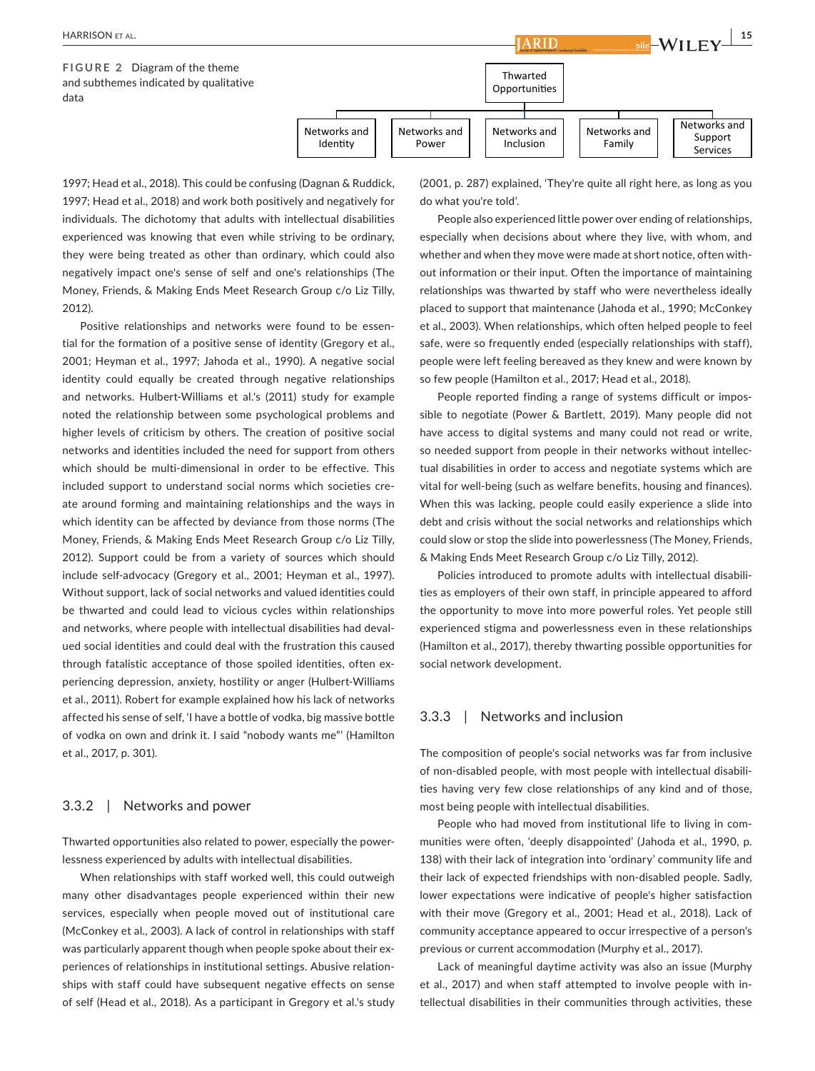**FIGURE 2** Diagram of the theme and subthemes indicated by qualitative data

Thwarted Opportunities

Networks and Identity | Networks and Power | Networks and Inclusion | Networks and Family | Networks and Support Services

1997; Head et al., 2018). This could be confusing (Dagnan & Ruddick, 1997; Head et al., 2018) and work both positively and negatively for individuals. The dichotomy that adults with intellectual disabilities experienced was knowing that even while striving to be ordinary, they were being treated as other than ordinary, which could also negatively impact one's sense of self and one's relationships (The Money, Friends, & Making Ends Meet Research Group c/o Liz Tilly, 2012).

Positive relationships and networks were found to be essential for the formation of a positive sense of identity (Gregory et al., 2001; Heyman et al., 1997; Jahoda et al., 1990). A negative social identity could equally be created through negative relationships and networks. Hulbert-Williams et al.'s (2011) study for example noted the relationship between some psychological problems and higher levels of criticism by others. The creation of positive social networks and identities included the need for support from others which should be multi-dimensional in order to be effective. This included support to understand social norms which societies create around forming and maintaining relationships and the ways in which identity can be affected by deviance from those norms (The Money, Friends, & Making Ends Meet Research Group c/o Liz Tilly, 2012). Support could be from a variety of sources which should include self-advocacy (Gregory et al., 2001; Heyman et al., 1997). Without support, lack of social networks and valued identities could be thwarted and could lead to vicious cycles within relationships and networks, where people with intellectual disabilities had devalued social identities and could deal with the frustration this caused through fatalistic acceptance of those spoiled identities, often experiencing depression, anxiety, hostility or anger (Hulbert-Williams et al., 2011). Robert for example explained how his lack of networks affected his sense of self, 'I have a bottle of vodka, big massive bottle of vodka on own and drink it. I said "nobody wants me"' (Hamilton et al., 2017, p. 301).

### 3.3.2 | Networks and power

Thwarted opportunities also related to power, especially the powerlessness experienced by adults with intellectual disabilities.

When relationships with staff worked well, this could outweigh many other disadvantages people experienced within their new services, especially when people moved out of institutional care (McConkey et al., 2003). A lack of control in relationships with staff was particularly apparent though when people spoke about their experiences of relationships in institutional settings. Abusive relationships with staff could have subsequent negative effects on sense of self (Head et al., 2018). As a participant in Gregory et al.'s study (2001, p. 287) explained, 'They're quite all right here, as long as you do what you're told'.

People also experienced little power over ending of relationships, especially when decisions about where they live, with whom, and whether and when they move were made at short notice, often without information or their input. Often the importance of maintaining relationships was thwarted by staff who were nevertheless ideally placed to support that maintenance (Jahoda et al., 1990; McConkey et al., 2003). When relationships, which often helped people to feel safe, were so frequently ended (especially relationships with staff), people were left feeling bereaved as they knew and were known by so few people (Hamilton et al., 2017; Head et al., 2018).

People reported finding a range of systems difficult or impossible to negotiate (Power & Bartlett, 2019). Many people did not have access to digital systems and many could not read or write, so needed support from people in their networks without intellectual disabilities in order to access and negotiate systems which are vital for well-being (such as welfare benefits, housing and finances). When this was lacking, people could easily experience a slide into debt and crisis without the social networks and relationships which could slow or stop the slide into powerlessness (The Money, Friends, & Making Ends Meet Research Group c/o Liz Tilly, 2012).

Policies introduced to promote adults with intellectual disabilities as employers of their own staff, in principle appeared to afford the opportunity to move into more powerful roles. Yet people still experienced stigma and powerlessness even in these relationships (Hamilton et al., 2017), thereby thwarting possible opportunities for social network development.

### 3.3.3 | Networks and inclusion

The composition of people's social networks was far from inclusive of non-disabled people, with most people with intellectual disabilities having very few close relationships of any kind and of those, most being people with intellectual disabilities.

People who had moved from institutional life to living in communities were often, 'deeply disappointed' (Jahoda et al., 1990, p. 138) with their lack of integration into 'ordinary' community life and their lack of expected friendships with non-disabled people. Sadly, lower expectations were indicative of people's higher satisfaction with their move (Gregory et al., 2001; Head et al., 2018). Lack of community acceptance appeared to occur irrespective of a person's previous or current accommodation (Murphy et al., 2017).

Lack of meaningful daytime activity was also an issue (Murphy et al., 2017) and when staff attempted to involve people with intellectual disabilities in their communities through activities, these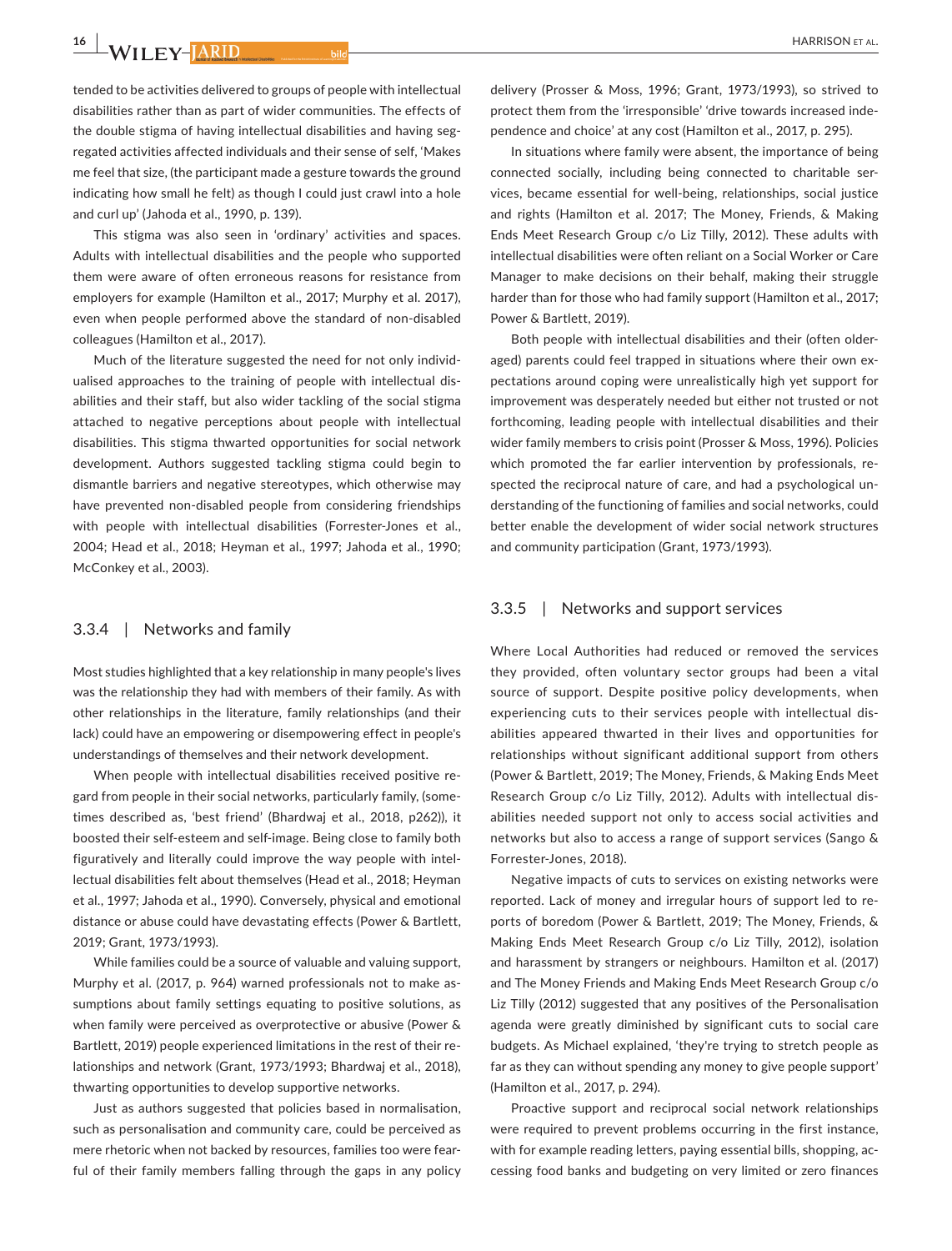tended to be activities delivered to groups of people with intellectual disabilities rather than as part of wider communities. The effects of the double stigma of having intellectual disabilities and having segregated activities affected individuals and their sense of self, 'Makes me feel that size, (the participant made a gesture towards the ground indicating how small he felt) as though I could just crawl into a hole and curl up' (Jahoda et al., 1990, p. 139).

This stigma was also seen in 'ordinary' activities and spaces. Adults with intellectual disabilities and the people who supported them were aware of often erroneous reasons for resistance from employers for example (Hamilton et al., 2017; Murphy et al. 2017), even when people performed above the standard of non-disabled colleagues (Hamilton et al., 2017).

Much of the literature suggested the need for not only individualised approaches to the training of people with intellectual disabilities and their staff, but also wider tackling of the social stigma attached to negative perceptions about people with intellectual disabilities. This stigma thwarted opportunities for social network development. Authors suggested tackling stigma could begin to dismantle barriers and negative stereotypes, which otherwise may have prevented non-disabled people from considering friendships with people with intellectual disabilities (Forrester-Jones et al., 2004; Head et al., 2018; Heyman et al., 1997; Jahoda et al., 1990; McConkey et al., 2003).

### 3.3.4 | Networks and family

Most studies highlighted that a key relationship in many people's lives was the relationship they had with members of their family. As with other relationships in the literature, family relationships (and their lack) could have an empowering or disempowering effect in people's understandings of themselves and their network development.

When people with intellectual disabilities received positive regard from people in their social networks, particularly family, (sometimes described as, 'best friend' (Bhardwaj et al., 2018, p262)), it boosted their self-esteem and self-image. Being close to family both figuratively and literally could improve the way people with intellectual disabilities felt about themselves (Head et al., 2018; Heyman et al., 1997; Jahoda et al., 1990). Conversely, physical and emotional distance or abuse could have devastating effects (Power & Bartlett, 2019; Grant, 1973/1993).

While families could be a source of valuable and valuing support, Murphy et al. (2017, p. 964) warned professionals not to make assumptions about family settings equating to positive solutions, as when family were perceived as overprotective or abusive (Power & Bartlett, 2019) people experienced limitations in the rest of their relationships and network (Grant, 1973/1993; Bhardwaj et al., 2018), thwarting opportunities to develop supportive networks.

Just as authors suggested that policies based in normalisation, such as personalisation and community care, could be perceived as mere rhetoric when not backed by resources, families too were fearful of their family members falling through the gaps in any policy delivery (Prosser & Moss, 1996; Grant, 1973/1993), so strived to protect them from the 'irresponsible' 'drive towards increased independence and choice' at any cost (Hamilton et al., 2017, p. 295).

In situations where family were absent, the importance of being connected socially, including being connected to charitable services, became essential for well-being, relationships, social justice and rights (Hamilton et al. 2017; The Money, Friends, & Making Ends Meet Research Group c/o Liz Tilly, 2012). These adults with intellectual disabilities were often reliant on a Social Worker or Care Manager to make decisions on their behalf, making their struggle harder than for those who had family support (Hamilton et al., 2017; Power & Bartlett, 2019).

Both people with intellectual disabilities and their (often older-aged) parents could feel trapped in situations where their own expectations around coping were unrealistically high yet support for improvement was desperately needed but either not trusted or not forthcoming, leading people with intellectual disabilities and their wider family members to crisis point (Prosser & Moss, 1996). Policies which promoted the far earlier intervention by professionals, respected the reciprocal nature of care, and had a psychological understanding of the functioning of families and social networks, could better enable the development of wider social network structures and community participation (Grant, 1973/1993).

### 3.3.5 | Networks and support services

Where Local Authorities had reduced or removed the services they provided, often voluntary sector groups had been a vital source of support. Despite positive policy developments, when experiencing cuts to their services people with intellectual disabilities appeared thwarted in their lives and opportunities for relationships without significant additional support from others (Power & Bartlett, 2019; The Money, Friends, & Making Ends Meet Research Group c/o Liz Tilly, 2012). Adults with intellectual disabilities needed support not only to access social activities and networks but also to access a range of support services (Sango & Forrester-Jones, 2018).

Negative impacts of cuts to services on existing networks were reported. Lack of money and irregular hours of support led to reports of boredom (Power & Bartlett, 2019; The Money, Friends, & Making Ends Meet Research Group c/o Liz Tilly, 2012), isolation and harassment by strangers or neighbours. Hamilton et al. (2017) and The Money Friends and Making Ends Meet Research Group c/o Liz Tilly (2012) suggested that any positives of the Personalisation agenda were greatly diminished by significant cuts to social care budgets. As Michael explained, 'they're trying to stretch people as far as they can without spending any money to give people support' (Hamilton et al., 2017, p. 294).

Proactive support and reciprocal social network relationships were required to prevent problems occurring in the first instance, with for example reading letters, paying essential bills, shopping, accessing food banks and budgeting on very limited or zero finances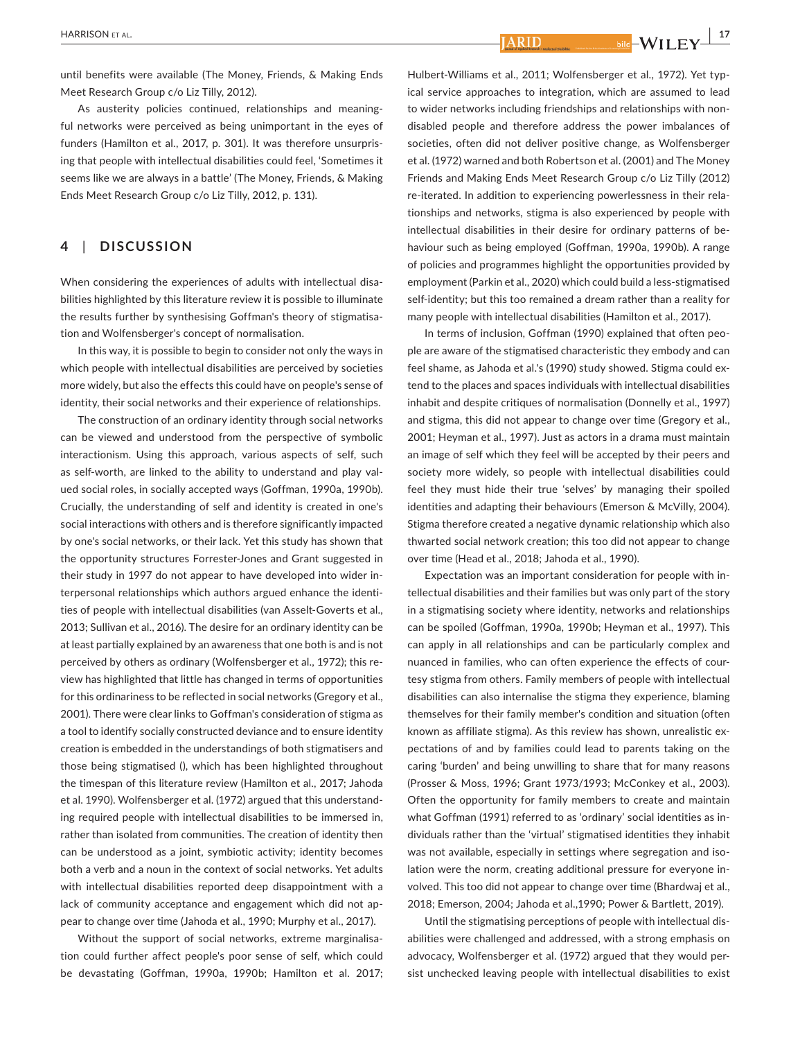until benefits were available (The Money, Friends, & Making Ends Meet Research Group c/o Liz Tilly, 2012).

As austerity policies continued, relationships and meaningful networks were perceived as being unimportant in the eyes of funders (Hamilton et al., 2017, p. 301). It was therefore unsurprising that people with intellectual disabilities could feel, 'Sometimes it seems like we are always in a battle' (The Money, Friends, & Making Ends Meet Research Group c/o Liz Tilly, 2012, p. 131).

## 4 | DISCUSSION

When considering the experiences of adults with intellectual disabilities highlighted by this literature review it is possible to illuminate the results further by synthesising Goffman's theory of stigmatisation and Wolfensberger's concept of normalisation.

In this way, it is possible to begin to consider not only the ways in which people with intellectual disabilities are perceived by societies more widely, but also the effects this could have on people's sense of identity, their social networks and their experience of relationships.

The construction of an ordinary identity through social networks can be viewed and understood from the perspective of symbolic interactionism. Using this approach, various aspects of self, such as self-worth, are linked to the ability to understand and play valued social roles, in socially accepted ways (Goffman, 1990a, 1990b). Crucially, the understanding of self and identity is created in one's social interactions with others and is therefore significantly impacted by one's social networks, or their lack. Yet this study has shown that the opportunity structures Forrester-Jones and Grant suggested in their study in 1997 do not appear to have developed into wider interpersonal relationships which authors argued enhance the identities of people with intellectual disabilities (van Asselt-Goverts et al., 2013; Sullivan et al., 2016). The desire for an ordinary identity can be at least partially explained by an awareness that one both is and is not perceived by others as ordinary (Wolfensberger et al., 1972); this review has highlighted that little has changed in terms of opportunities for this ordinariness to be reflected in social networks (Gregory et al., 2001). There were clear links to Goffman's consideration of stigma as a tool to identify socially constructed deviance and to ensure identity creation is embedded in the understandings of both stigmatisers and those being stigmatised (), which has been highlighted throughout the timespan of this literature review (Hamilton et al., 2017; Jahoda et al. 1990). Wolfensberger et al. (1972) argued that this understanding required people with intellectual disabilities to be immersed in, rather than isolated from communities. The creation of identity then can be understood as a joint, symbiotic activity; identity becomes both a verb and a noun in the context of social networks. Yet adults with intellectual disabilities reported deep disappointment with a lack of community acceptance and engagement which did not appear to change over time (Jahoda et al., 1990; Murphy et al., 2017).

Without the support of social networks, extreme marginalisation could further affect people's poor sense of self, which could be devastating (Goffman, 1990a, 1990b; Hamilton et al. 2017; Hulbert-Williams et al., 2011; Wolfensberger et al., 1972). Yet typical service approaches to integration, which are assumed to lead to wider networks including friendships and relationships with non-disabled people and therefore address the power imbalances of societies, often did not deliver positive change, as Wolfensberger et al. (1972) warned and both Robertson et al. (2001) and The Money Friends and Making Ends Meet Research Group c/o Liz Tilly (2012) re-iterated. In addition to experiencing powerlessness in their relationships and networks, stigma is also experienced by people with intellectual disabilities in their desire for ordinary patterns of behaviour such as being employed (Goffman, 1990a, 1990b). A range of policies and programmes highlight the opportunities provided by employment (Parkin et al., 2020) which could build a less-stigmatised self-identity; but this too remained a dream rather than a reality for many people with intellectual disabilities (Hamilton et al., 2017).

In terms of inclusion, Goffman (1990) explained that often people are aware of the stigmatised characteristic they embody and can feel shame, as Jahoda et al.'s (1990) study showed. Stigma could extend to the places and spaces individuals with intellectual disabilities inhabit and despite critiques of normalisation (Donnelly et al., 1997) and stigma, this did not appear to change over time (Gregory et al., 2001; Heyman et al., 1997). Just as actors in a drama must maintain an image of self which they feel will be accepted by their peers and society more widely, so people with intellectual disabilities could feel they must hide their true 'selves' by managing their spoiled identities and adapting their behaviours (Emerson & McVilly, 2004). Stigma therefore created a negative dynamic relationship which also thwarted social network creation; this too did not appear to change over time (Head et al., 2018; Jahoda et al., 1990).

Expectation was an important consideration for people with intellectual disabilities and their families but was only part of the story in a stigmatising society where identity, networks and relationships can be spoiled (Goffman, 1990a, 1990b; Heyman et al., 1997). This can apply in all relationships and can be particularly complex and nuanced in families, who can often experience the effects of courtesy stigma from others. Family members of people with intellectual disabilities can also internalise the stigma they experience, blaming themselves for their family member's condition and situation (often known as affiliate stigma). As this review has shown, unrealistic expectations of and by families could lead to parents taking on the caring 'burden' and being unwilling to share that for many reasons (Prosser & Moss, 1996; Grant 1973/1993; McConkey et al., 2003). Often the opportunity for family members to create and maintain what Goffman (1991) referred to as 'ordinary' social identities as individuals rather than the 'virtual' stigmatised identities they inhabit was not available, especially in settings where segregation and isolation were the norm, creating additional pressure for everyone involved. This too did not appear to change over time (Bhardwaj et al., 2018; Emerson, 2004; Jahoda et al.,1990; Power & Bartlett, 2019).

Until the stigmatising perceptions of people with intellectual disabilities were challenged and addressed, with a strong emphasis on advocacy, Wolfensberger et al. (1972) argued that they would persist unchecked leaving people with intellectual disabilities to exist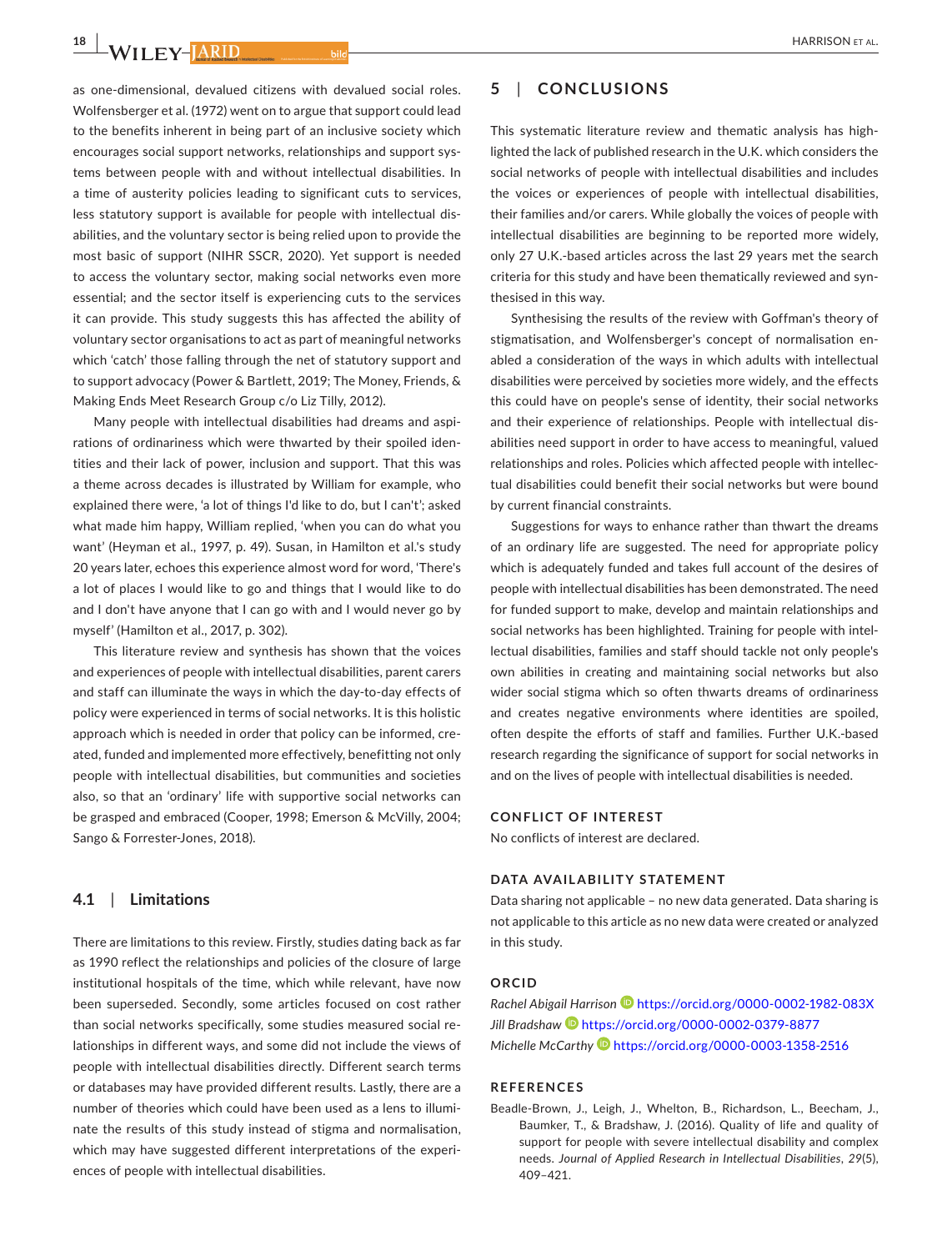as one-dimensional, devalued citizens with devalued social roles. Wolfensberger et al. (1972) went on to argue that support could lead to the benefits inherent in being part of an inclusive society which encourages social support networks, relationships and support systems between people with and without intellectual disabilities. In a time of austerity policies leading to significant cuts to services, less statutory support is available for people with intellectual disabilities, and the voluntary sector is being relied upon to provide the most basic of support (NIHR SSCR, 2020). Yet support is needed to access the voluntary sector, making social networks even more essential; and the sector itself is experiencing cuts to the services it can provide. This study suggests this has affected the ability of voluntary sector organisations to act as part of meaningful networks which 'catch' those falling through the net of statutory support and to support advocacy (Power & Bartlett, 2019; The Money, Friends, & Making Ends Meet Research Group c/o Liz Tilly, 2012).

Many people with intellectual disabilities had dreams and aspirations of ordinariness which were thwarted by their spoiled identities and their lack of power, inclusion and support. That this was a theme across decades is illustrated by William for example, who explained there were, 'a lot of things I'd like to do, but I can't'; asked what made him happy, William replied, 'when you can do what you want' (Heyman et al., 1997, p. 49). Susan, in Hamilton et al.'s study 20 years later, echoes this experience almost word for word, 'There's a lot of places I would like to go and things that I would like to do and I don't have anyone that I can go with and I would never go by myself' (Hamilton et al., 2017, p. 302).

This literature review and synthesis has shown that the voices and experiences of people with intellectual disabilities, parent carers and staff can illuminate the ways in which the day-to-day effects of policy were experienced in terms of social networks. It is this holistic approach which is needed in order that policy can be informed, created, funded and implemented more effectively, benefitting not only people with intellectual disabilities, but communities and societies also, so that an 'ordinary' life with supportive social networks can be grasped and embraced (Cooper, 1998; Emerson & McVilly, 2004; Sango & Forrester-Jones, 2018).

### 4.1 | Limitations

There are limitations to this review. Firstly, studies dating back as far as 1990 reflect the relationships and policies of the closure of large institutional hospitals of the time, which while relevant, have now been superseded. Secondly, some articles focused on cost rather than social networks specifically, some studies measured social relationships in different ways, and some did not include the views of people with intellectual disabilities directly. Different search terms or databases may have provided different results. Lastly, there are a number of theories which could have been used as a lens to illuminate the results of this study instead of stigma and normalisation, which may have suggested different interpretations of the experiences of people with intellectual disabilities.

## 5 | CONCLUSIONS

This systematic literature review and thematic analysis has highlighted the lack of published research in the U.K. which considers the social networks of people with intellectual disabilities and includes the voices or experiences of people with intellectual disabilities, their families and/or carers. While globally the voices of people with intellectual disabilities are beginning to be reported more widely, only 27 U.K.-based articles across the last 29 years met the search criteria for this study and have been thematically reviewed and synthesised in this way.

Synthesising the results of the review with Goffman's theory of stigmatisation, and Wolfensberger's concept of normalisation enabled a consideration of the ways in which adults with intellectual disabilities were perceived by societies more widely, and the effects this could have on people's sense of identity, their social networks and their experience of relationships. People with intellectual disabilities need support in order to have access to meaningful, valued relationships and roles. Policies which affected people with intellectual disabilities could benefit their social networks but were bound by current financial constraints.

Suggestions for ways to enhance rather than thwart the dreams of an ordinary life are suggested. The need for appropriate policy which is adequately funded and takes full account of the desires of people with intellectual disabilities has been demonstrated. The need for funded support to make, develop and maintain relationships and social networks has been highlighted. Training for people with intellectual disabilities, families and staff should tackle not only people's own abilities in creating and maintaining social networks but also wider social stigma which so often thwarts dreams of ordinariness and creates negative environments where identities are spoiled, often despite the efforts of staff and families. Further U.K.-based research regarding the significance of support for social networks in and on the lives of people with intellectual disabilities is needed.

### CONFLICT OF INTEREST

No conflicts of interest are declared.

### DATA AVAILABILITY STATEMENT

Data sharing not applicable – no new data generated. Data sharing is not applicable to this article as no new data were created or analyzed in this study.

### ORCID

*Rachel Abigail Harrison* https://orcid.org/0000-0002-1982-083X
*Jill Bradshaw* https://orcid.org/0000-0002-0379-8877
*Michelle McCarthy* https://orcid.org/0000-0003-1358-2516

### REFERENCES

Beadle-Brown, J., Leigh, J., Whelton, B., Richardson, L., Beecham, J., Baumker, T., & Bradshaw, J. (2016). Quality of life and quality of support for people with severe intellectual disability and complex needs. *Journal of Applied Research in Intellectual Disabilities*, *29*(5), 409–421.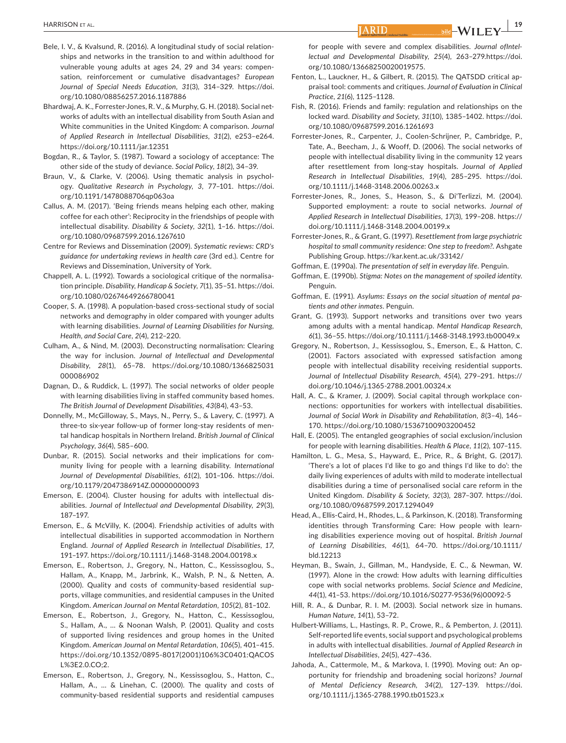Bele, I. V., & Kvalsund, R. (2016). A longitudinal study of social relationships and networks in the transition to and within adulthood for vulnerable young adults at ages 24, 29 and 34 years: compensation, reinforcement or cumulative disadvantages? *European Journal of Special Needs Education*, *31*(3), 314–329. https://doi.org/10.1080/08856257.2016.1187886

Bhardwaj, A. K., Forrester-Jones, R. V., & Murphy, G. H. (2018). Social networks of adults with an intellectual disability from South Asian and White communities in the United Kingdom: A comparison. *Journal of Applied Research in Intellectual Disabilities*, *31*(2), e253–e264. https://doi.org/10.1111/jar.12351

Bogdan, R., & Taylor, S. (1987). Toward a sociology of acceptance: The other side of the study of deviance. *Social Policy*, *18*(2), 34–39.

Braun, V., & Clarke, V. (2006). Using thematic analysis in psychology. *Qualitative Research in Psychology*, *3*, 77–101. https://doi.org/10.1191/1478088706qp063oa

Callus, A. M. (2017). 'Being friends means helping each other, making coffee for each other': Reciprocity in the friendships of people with intellectual disability. *Disability & Society*, *32*(1), 1–16. https://doi.org/10.1080/09687599.2016.1267610

Centre for Reviews and Dissemination (2009). *Systematic reviews: CRD's guidance for undertaking reviews in health care* (3rd ed.). Centre for Reviews and Dissemination, University of York.

Chappell, A. L. (1992). Towards a sociological critique of the normalisation principle. *Disability, Handicap & Society*, *7*(1), 35–51. https://doi.org/10.1080/02674649266780041

Cooper, S. A. (1998). A population-based cross-sectional study of social networks and demography in older compared with younger adults with learning disabilities. *Journal of Learning Disabilities for Nursing, Health, and Social Care*, *2*(4), 212–220.

Culham, A., & Nind, M. (2003). Deconstructing normalisation: Clearing the way for inclusion. *Journal of Intellectual and Developmental Disability*, *28*(1), 65–78. https://doi.org/10.1080/1366825031000086902

Dagnan, D., & Ruddick, L. (1997). The social networks of older people with learning disabilities living in staffed community based homes. *The British Journal of Development Disabilities*, *43*(84), 43–53.

Donnelly, M., McGilloway, S., Mays, N., Perry, S., & Lavery, C. (1997). A three-to six-year follow-up of former long-stay residents of mental handicap hospitals in Northern Ireland. *British Journal of Clinical Psychology*, *36*(4), 585–600.

Dunbar, R. (2015). Social networks and their implications for community living for people with a learning disability. *International Journal of Developmental Disabilities*, *61*(2), 101–106. https://doi.org/10.1179/2047386914Z.00000000093

Emerson, E. (2004). Cluster housing for adults with intellectual disabilities. *Journal of Intellectual and Developmental Disability*, *29*(3), 187–197.

Emerson, E., & McVilly, K. (2004). Friendship activities of adults with intellectual disabilities in supported accommodation in Northern England. *Journal of Applied Research in Intellectual Disabilities*, *17*, 191–197. https://doi.org/10.1111/j.1468-3148.2004.00198.x

Emerson, E., Robertson, J., Gregory, N., Hatton, C., Kessissoglou, S., Hallam, A., Knapp, M., Jarbrink, K., Walsh, P. N., & Netten, A. (2000). Quality and costs of community-based residential supports, village communities, and residential campuses in the United Kingdom. *American Journal on Mental Retardation*, *105*(2), 81–102.

Emerson, E., Robertson, J., Gregory, N., Hatton, C., Kessissoglou, S., Hallam, A., … & Noonan Walsh, P. (2001). Quality and costs of supported living residences and group homes in the United Kingdom. *American Journal on Mental Retardation*, *106*(5), 401–415. https://doi.org/10.1352/0895-8017(2001)106%3C0401:QACOSL%3E2.0.CO;2.

Emerson, E., Robertson, J., Gregory, N., Kessissoglou, S., Hatton, C., Hallam, A., … & Linehan, C. (2000). The quality and costs of community-based residential supports and residential campuses for people with severe and complex disabilities. *Journal ofIntellectual and Developmental Disability*, *25*(4), 263–279.https://doi.org/10.1080/13668250020019575.

Fenton, L., Lauckner, H., & Gilbert, R. (2015). The QATSDD critical appraisal tool: comments and critiques. *Journal of Evaluation in Clinical Practice*, *21*(6), 1125–1128.

Fish, R. (2016). Friends and family: regulation and relationships on the locked ward. *Disability and Society*, *31*(10), 1385–1402. https://doi.org/10.1080/09687599.2016.1261693

Forrester-Jones, R., Carpenter, J., Coolen-Schrijner, P., Cambridge, P., Tate, A., Beecham, J., & Wooff, D. (2006). The social networks of people with intellectual disability living in the community 12 years after resettlement from long-stay hospitals. *Journal of Applied Research in Intellectual Disabilities*, *19*(4), 285–295. https://doi.org/10.1111/j.1468-3148.2006.00263.x

Forrester-Jones, R., Jones, S., Heason, S., & Di'Terlizzi, M. (2004). Supported employment: a route to social networks. *Journal of Applied Research in Intellectual Disabilities*, *17*(3), 199–208. https://doi.org/10.1111/j.1468-3148.2004.00199.x

Forrester-Jones, R., & Grant, G. (1997). *Resettlement from large psychiatric hospital to small community residence: One step to freedom?*. Ashgate Publishing Group. https://kar.kent.ac.uk/33142/

Goffman, E. (1990a). *The presentation of self in everyday life*. Penguin.

Goffman, E. (1990b). *Stigma: Notes on the management of spoiled identity*. Penguin.

Goffman, E. (1991). *Asylums: Essays on the social situation of mental patients and other inmates*. Penguin.

Grant, G. (1993). Support networks and transitions over two years among adults with a mental handicap. *Mental Handicap Research*, *6*(1), 36–55. https://doi.org/10.1111/j.1468-3148.1993.tb00049.x

Gregory, N., Robertson, J., Kessissoglou, S., Emerson, E., & Hatton, C. (2001). Factors associated with expressed satisfaction among people with intellectual disability receiving residential supports. *Journal of Intellectual Disability Research*, *45*(4), 279–291. https://doi.org/10.1046/j.1365-2788.2001.00324.x

Hall, A. C., & Kramer, J. (2009). Social capital through workplace connections: opportunities for workers with intellectual disabilities. *Journal of Social Work in Disability and Rehabilitation*, *8*(3–4), 146–170. https://doi.org/10.1080/15367100903200452

Hall, E. (2005). The entangled geographies of social exclusion/inclusion for people with learning disabilities. *Health & Place*, *11*(2), 107–115.

Hamilton, L. G., Mesa, S., Hayward, E., Price, R., & Bright, G. (2017). 'There's a lot of places I'd like to go and things I'd like to do': the daily living experiences of adults with mild to moderate intellectual disabilities during a time of personalised social care reform in the United Kingdom. *Disability & Society*, *32*(3), 287–307. https://doi.org/10.1080/09687599.2017.1294049

Head, A., Ellis-Caird, H., Rhodes, L., & Parkinson, K. (2018). Transforming identities through Transforming Care: How people with learning disabilities experience moving out of hospital. *British Journal of Learning Disabilities*, *46*(1), 64–70. https://doi.org/10.1111/bld.12213

Heyman, B., Swain, J., Gillman, M., Handyside, E. C., & Newman, W. (1997). Alone in the crowd: How adults with learning difficulties cope with social networks problems. *Social Science and Medicine*, *44*(1), 41–53. https://doi.org/10.1016/S0277-9536(96)00092-5

Hill, R. A., & Dunbar, R. I. M. (2003). Social network size in humans. *Human Nature*, *14*(1), 53–72.

Hulbert-Williams, L., Hastings, R. P., Crowe, R., & Pemberton, J. (2011). Self-reported life events, social support and psychological problems in adults with intellectual disabilities. *Journal of Applied Research in Intellectual Disabilities*, *24*(5), 427–436.

Jahoda, A., Cattermole, M., & Markova, I. (1990). Moving out: An opportunity for friendship and broadening social horizons? *Journal of Mental Deficiency Research*, *34*(2), 127–139. https://doi.org/10.1111/j.1365-2788.1990.tb01523.x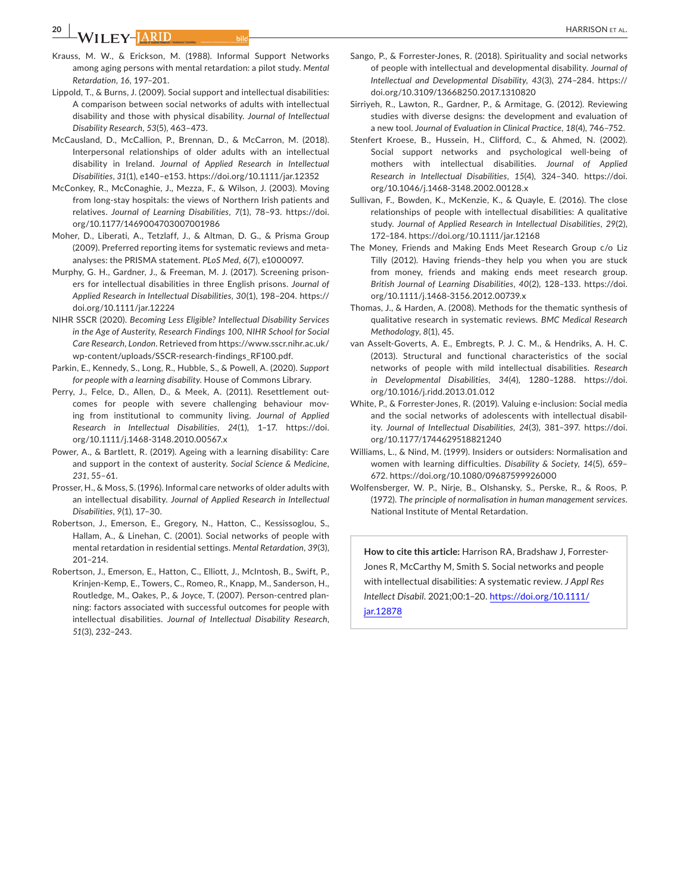Krauss, M. W., & Erickson, M. (1988). Informal Support Networks among aging persons with mental retardation: a pilot study. *Mental Retardation*, *16*, 197–201.

Lippold, T., & Burns, J. (2009). Social support and intellectual disabilities: A comparison between social networks of adults with intellectual disability and those with physical disability. *Journal of Intellectual Disability Research*, *53*(5), 463–473.

McCausland, D., McCallion, P., Brennan, D., & McCarron, M. (2018). Interpersonal relationships of older adults with an intellectual disability in Ireland. *Journal of Applied Research in Intellectual Disabilities*, *31*(1), e140–e153. https://doi.org/10.1111/jar.12352

McConkey, R., McConaghie, J., Mezza, F., & Wilson, J. (2003). Moving from long-stay hospitals: the views of Northern Irish patients and relatives. *Journal of Learning Disabilities*, *7*(1), 78–93. https://doi.org/10.1177/1469004703007001986

Moher, D., Liberati, A., Tetzlaff, J., & Altman, D. G., & Prisma Group (2009). Preferred reporting items for systematic reviews and meta-analyses: the PRISMA statement. *PLoS Med*, *6*(7), e1000097.

Murphy, G. H., Gardner, J., & Freeman, M. J. (2017). Screening prisoners for intellectual disabilities in three English prisons. *Journal of Applied Research in Intellectual Disabilities*, *30*(1), 198–204. https://doi.org/10.1111/jar.12224

NIHR SSCR (2020). *Becoming Less Eligible? Intellectual Disability Services in the Age of Austerity, Research Findings 100, NIHR School for Social Care Research, London*. Retrieved from https://www.sscr.nihr.ac.uk/wp-content/uploads/SSCR-research-findings_RF100.pdf.

Parkin, E., Kennedy, S., Long, R., Hubble, S., & Powell, A. (2020). *Support for people with a learning disability*. House of Commons Library.

Perry, J., Felce, D., Allen, D., & Meek, A. (2011). Resettlement outcomes for people with severe challenging behaviour moving from institutional to community living. *Journal of Applied Research in Intellectual Disabilities*, *24*(1), 1–17. https://doi.org/10.1111/j.1468-3148.2010.00567.x

Power, A., & Bartlett, R. (2019). Ageing with a learning disability: Care and support in the context of austerity. *Social Science & Medicine*, *231*, 55–61.

Prosser, H., & Moss, S. (1996). Informal care networks of older adults with an intellectual disability. *Journal of Applied Research in Intellectual Disabilities*, *9*(1), 17–30.

Robertson, J., Emerson, E., Gregory, N., Hatton, C., Kessissoglou, S., Hallam, A., & Linehan, C. (2001). Social networks of people with mental retardation in residential settings. *Mental Retardation*, *39*(3), 201–214.

Robertson, J., Emerson, E., Hatton, C., Elliott, J., McIntosh, B., Swift, P., Krinjen-Kemp, E., Towers, C., Romeo, R., Knapp, M., Sanderson, H., Routledge, M., Oakes, P., & Joyce, T. (2007). Person-centred planning: factors associated with successful outcomes for people with intellectual disabilities. *Journal of Intellectual Disability Research*, *51*(3), 232–243.

Sango, P., & Forrester-Jones, R. (2018). Spirituality and social networks of people with intellectual and developmental disability. *Journal of Intellectual and Developmental Disability*, *43*(3), 274–284. https://doi.org/10.3109/13668250.2017.1310820

Sirriyeh, R., Lawton, R., Gardner, P., & Armitage, G. (2012). Reviewing studies with diverse designs: the development and evaluation of a new tool. *Journal of Evaluation in Clinical Practice*, *18*(4), 746–752.

Stenfert Kroese, B., Hussein, H., Clifford, C., & Ahmed, N. (2002). Social support networks and psychological well-being of mothers with intellectual disabilities. *Journal of Applied Research in Intellectual Disabilities*, *15*(4), 324–340. https://doi.org/10.1046/j.1468-3148.2002.00128.x

Sullivan, F., Bowden, K., McKenzie, K., & Quayle, E. (2016). The close relationships of people with intellectual disabilities: A qualitative study. *Journal of Applied Research in Intellectual Disabilities*, *29*(2), 172–184. https://doi.org/10.1111/jar.12168

The Money, Friends and Making Ends Meet Research Group c/o Liz Tilly (2012). Having friends–they help you when you are stuck from money, friends and making ends meet research group. *British Journal of Learning Disabilities*, *40*(2), 128–133. https://doi.org/10.1111/j.1468-3156.2012.00739.x

Thomas, J., & Harden, A. (2008). Methods for the thematic synthesis of qualitative research in systematic reviews. *BMC Medical Research Methodology*, *8*(1), 45.

van Asselt-Goverts, A. E., Embregts, P. J. C. M., & Hendriks, A. H. C. (2013). Structural and functional characteristics of the social networks of people with mild intellectual disabilities. *Research in Developmental Disabilities*, *34*(4), 1280–1288. https://doi.org/10.1016/j.ridd.2013.01.012

White, P., & Forrester-Jones, R. (2019). Valuing e-inclusion: Social media and the social networks of adolescents with intellectual disability. *Journal of Intellectual Disabilities*, *24*(3), 381–397. https://doi.org/10.1177/1744629518821240

Williams, L., & Nind, M. (1999). Insiders or outsiders: Normalisation and women with learning difficulties. *Disability & Society*, *14*(5), 659–672. https://doi.org/10.1080/09687599926000

Wolfensberger, W. P., Nirje, B., Olshansky, S., Perske, R., & Roos, P. (1972). *The principle of normalisation in human management services*. National Institute of Mental Retardation.

**How to cite this article:** Harrison RA, Bradshaw J, Forrester-Jones R, McCarthy M, Smith S. Social networks and people with intellectual disabilities: A systematic review. *J Appl Res Intellect Disabil*. 2021;00:1–20. https://doi.org/10.1111/jar.12878